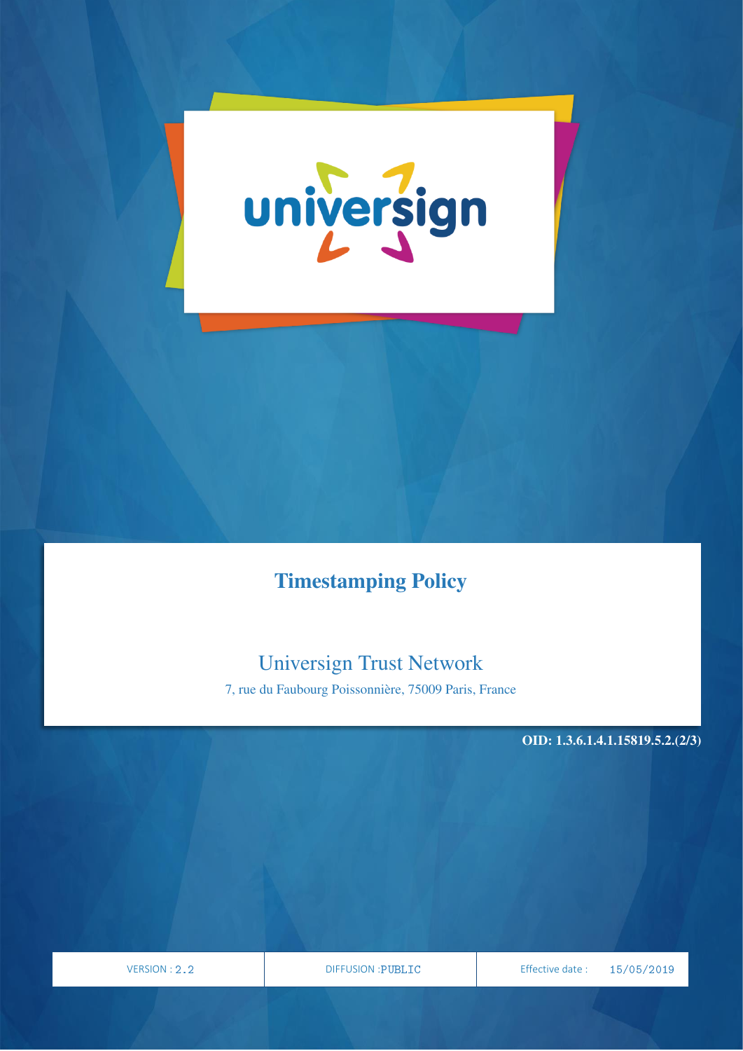universign

# Timestamping Policy

## Universign Trust Network

7, rue du Faubourg Poissonnière, 75009 Paris, France

**OID: 1.3.6.1.4.1.15819.5.2.(2/3)**

| VERSION : 2.2 | DIFFUSION :PUBLIC | Effective date : 15/05/2019 |
| --- | --- | --- |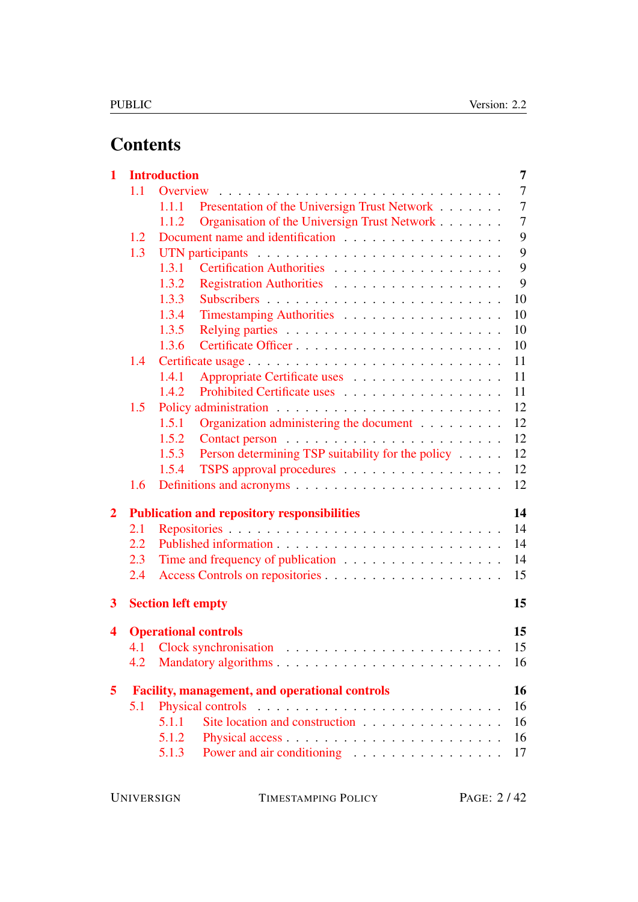# Contents

**1 Introduction** — 7

- 1.1 Overview — 7
  - 1.1.1 Presentation of the Universign Trust Network — 7
  - 1.1.2 Organisation of the Universign Trust Network — 7
- 1.2 Document name and identification — 9
- 1.3 UTN participants — 9
  - 1.3.1 Certification Authorities — 9
  - 1.3.2 Registration Authorities — 9
  - 1.3.3 Subscribers — 10
  - 1.3.4 Timestamping Authorities — 10
  - 1.3.5 Relying parties — 10
  - 1.3.6 Certificate Officer — 10
- 1.4 Certificate usage — 11
  - 1.4.1 Appropriate Certificate uses — 11
  - 1.4.2 Prohibited Certificate uses — 11
- 1.5 Policy administration — 12
  - 1.5.1 Organization administering the document — 12
  - 1.5.2 Contact person — 12
  - 1.5.3 Person determining TSP suitability for the policy — 12
  - 1.5.4 TSPS approval procedures — 12
- 1.6 Definitions and acronyms — 12

**2 Publication and repository responsibilities** — 14

- 2.1 Repositories — 14
- 2.2 Published information — 14
- 2.3 Time and frequency of publication — 14
- 2.4 Access Controls on repositories — 15

**3 Section left empty** — 15

**4 Operational controls** — 15

- 4.1 Clock synchronisation — 15
- 4.2 Mandatory algorithms — 16

**5 Facility, management, and operational controls** — 16

- 5.1 Physical controls — 16
  - 5.1.1 Site location and construction — 16
  - 5.1.2 Physical access — 16
  - 5.1.3 Power and air conditioning — 17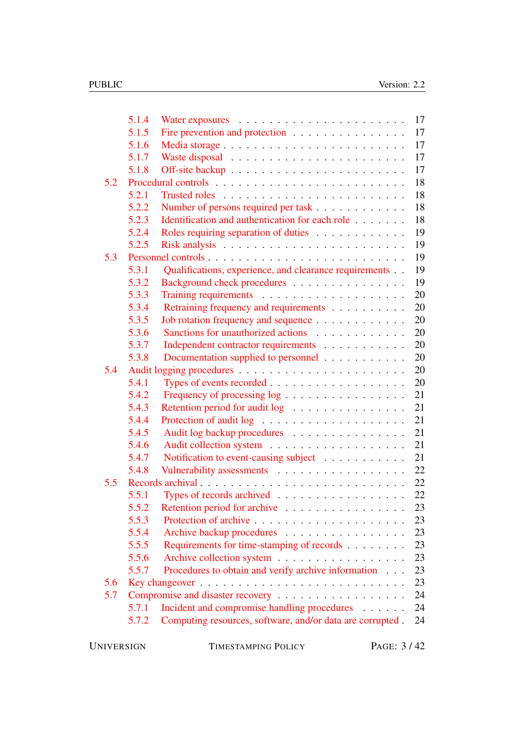- 5.1.4 Water exposures . . . . . . . . . . . . . . . . . . . . . 17
- 5.1.5 Fire prevention and protection . . . . . . . . . . . . . . 17
- 5.1.6 Media storage . . . . . . . . . . . . . . . . . . . . . . 17
- 5.1.7 Waste disposal . . . . . . . . . . . . . . . . . . . . . 17
- 5.1.8 Off-site backup . . . . . . . . . . . . . . . . . . . . . 17
- 5.2 Procedural controls . . . . . . . . . . . . . . . . . . . . . . 18
  - 5.2.1 Trusted roles . . . . . . . . . . . . . . . . . . . . . . 18
  - 5.2.2 Number of persons required per task . . . . . . . . . . . 18
  - 5.2.3 Identification and authentication for each role . . . . . . . 18
  - 5.2.4 Roles requiring separation of duties . . . . . . . . . . . 19
  - 5.2.5 Risk analysis . . . . . . . . . . . . . . . . . . . . . . 19
- 5.3 Personnel controls . . . . . . . . . . . . . . . . . . . . . . . 19
  - 5.3.1 Qualifications, experience, and clearance requirements . . 19
  - 5.3.2 Background check procedures . . . . . . . . . . . . . . 19
  - 5.3.3 Training requirements . . . . . . . . . . . . . . . . . . 20
  - 5.3.4 Retraining frequency and requirements . . . . . . . . . . 20
  - 5.3.5 Job rotation frequency and sequence . . . . . . . . . . . 20
  - 5.3.6 Sanctions for unauthorized actions . . . . . . . . . . . . 20
  - 5.3.7 Independent contractor requirements . . . . . . . . . . . 20
  - 5.3.8 Documentation supplied to personnel . . . . . . . . . . . 20
- 5.4 Audit logging procedures . . . . . . . . . . . . . . . . . . . . 20
  - 5.4.1 Types of events recorded . . . . . . . . . . . . . . . . 20
  - 5.4.2 Frequency of processing log . . . . . . . . . . . . . . . 21
  - 5.4.3 Retention period for audit log . . . . . . . . . . . . . . 21
  - 5.4.4 Protection of audit log . . . . . . . . . . . . . . . . . 21
  - 5.4.5 Audit log backup procedures . . . . . . . . . . . . . . . 21
  - 5.4.6 Audit collection system . . . . . . . . . . . . . . . . . 21
  - 5.4.7 Notification to event-causing subject . . . . . . . . . . . 21
  - 5.4.8 Vulnerability assessments . . . . . . . . . . . . . . . . 22
- 5.5 Records archival . . . . . . . . . . . . . . . . . . . . . . . . 22
  - 5.5.1 Types of records archived . . . . . . . . . . . . . . . . 22
  - 5.5.2 Retention period for archive . . . . . . . . . . . . . . . 23
  - 5.5.3 Protection of archive . . . . . . . . . . . . . . . . . . 23
  - 5.5.4 Archive backup procedures . . . . . . . . . . . . . . . 23
  - 5.5.5 Requirements for time-stamping of records . . . . . . . . 23
  - 5.5.6 Archive collection system . . . . . . . . . . . . . . . . 23
  - 5.5.7 Procedures to obtain and verify archive information . . . 23
- 5.6 Key changeover . . . . . . . . . . . . . . . . . . . . . . . . 23
- 5.7 Compromise and disaster recovery . . . . . . . . . . . . . . . . 24
  - 5.7.1 Incident and compromise handling procedures . . . . . . 24
  - 5.7.2 Computing resources, software, and/or data are corrupted . 24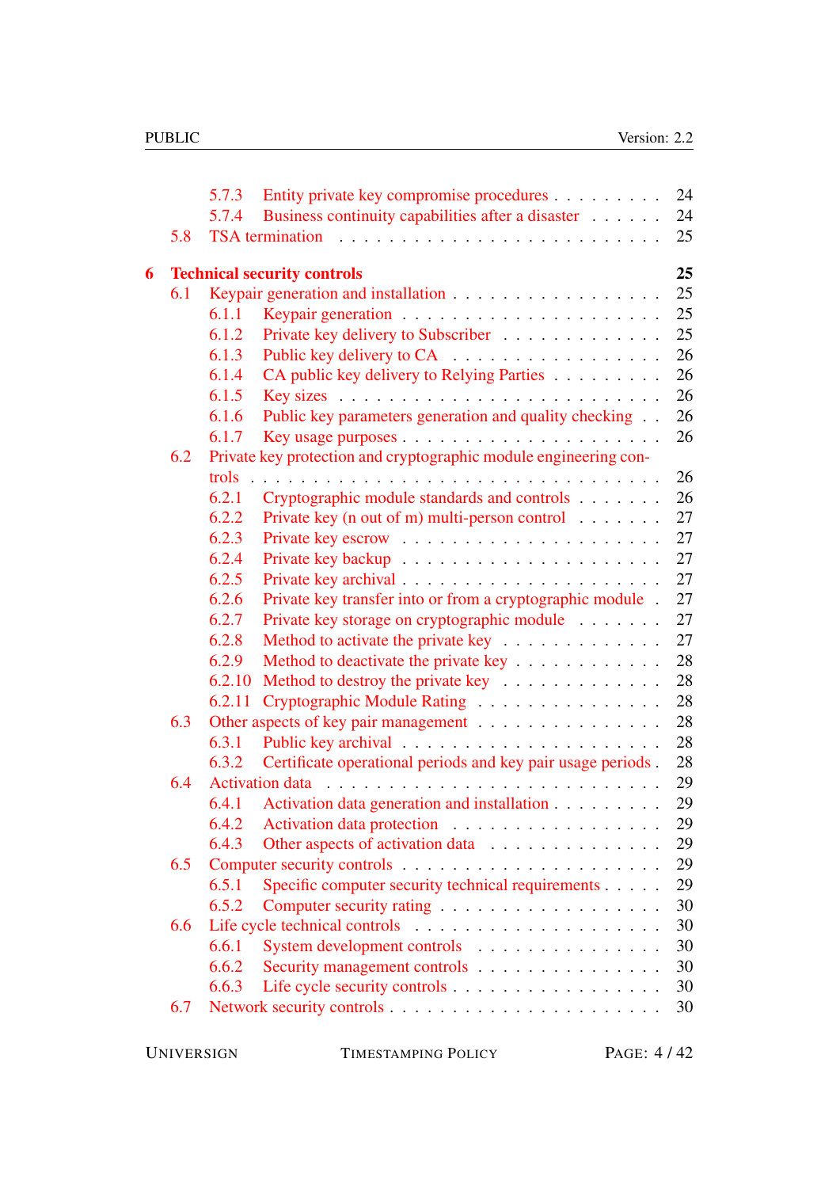- 5.7.3 Entity private key compromise procedures . . . 24
- 5.7.4 Business continuity capabilities after a disaster . . . 24
- 5.8 TSA termination . . . 25

**6 Technical security controls 25**

- 6.1 Keypair generation and installation . . . 25
  - 6.1.1 Keypair generation . . . 25
  - 6.1.2 Private key delivery to Subscriber . . . 25
  - 6.1.3 Public key delivery to CA . . . 26
  - 6.1.4 CA public key delivery to Relying Parties . . . 26
  - 6.1.5 Key sizes . . . 26
  - 6.1.6 Public key parameters generation and quality checking . . . 26
  - 6.1.7 Key usage purposes . . . 26
- 6.2 Private key protection and cryptographic module engineering controls . . . 26
  - 6.2.1 Cryptographic module standards and controls . . . 26
  - 6.2.2 Private key (n out of m) multi-person control . . . 27
  - 6.2.3 Private key escrow . . . 27
  - 6.2.4 Private key backup . . . 27
  - 6.2.5 Private key archival . . . 27
  - 6.2.6 Private key transfer into or from a cryptographic module . . . 27
  - 6.2.7 Private key storage on cryptographic module . . . 27
  - 6.2.8 Method to activate the private key . . . 27
  - 6.2.9 Method to deactivate the private key . . . 28
  - 6.2.10 Method to destroy the private key . . . 28
  - 6.2.11 Cryptographic Module Rating . . . 28
- 6.3 Other aspects of key pair management . . . 28
  - 6.3.1 Public key archival . . . 28
  - 6.3.2 Certificate operational periods and key pair usage periods . . . 28
- 6.4 Activation data . . . 29
  - 6.4.1 Activation data generation and installation . . . 29
  - 6.4.2 Activation data protection . . . 29
  - 6.4.3 Other aspects of activation data . . . 29
- 6.5 Computer security controls . . . 29
  - 6.5.1 Specific computer security technical requirements . . . 29
  - 6.5.2 Computer security rating . . . 30
- 6.6 Life cycle technical controls . . . 30
  - 6.6.1 System development controls . . . 30
  - 6.6.2 Security management controls . . . 30
  - 6.6.3 Life cycle security controls . . . 30
- 6.7 Network security controls . . . 30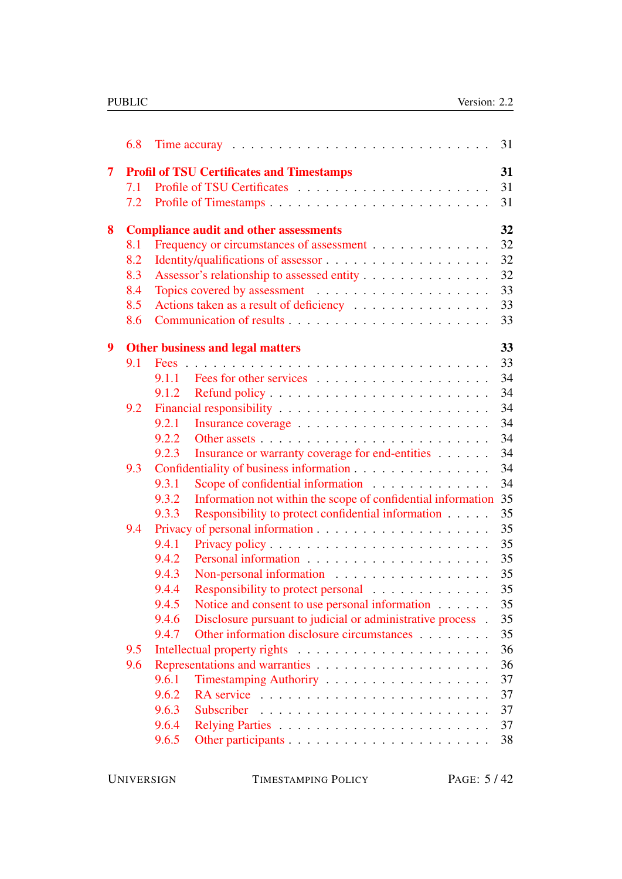6.8 Time accuray . . . . . . . . . . . . . . . . . . . . . . . . . . 31

**7 Profil of TSU Certificates and Timestamps** **31**

7.1 Profile of TSU Certificates . . . . . . . . . . . . . . . . . . . . 31

7.2 Profile of Timestamps . . . . . . . . . . . . . . . . . . . . . . 31

**8 Compliance audit and other assessments** **32**

8.1 Frequency or circumstances of assessment . . . . . . . . . . . . 32

8.2 Identity/qualifications of assessor . . . . . . . . . . . . . . . . . 32

8.3 Assessor's relationship to assessed entity . . . . . . . . . . . . . 32

8.4 Topics covered by assessment . . . . . . . . . . . . . . . . . . 33

8.5 Actions taken as a result of deficiency . . . . . . . . . . . . . . 33

8.6 Communication of results . . . . . . . . . . . . . . . . . . . . 33

**9 Other business and legal matters** **33**

9.1 Fees . . . . . . . . . . . . . . . . . . . . . . . . . . . . . . . 33

9.1.1 Fees for other services . . . . . . . . . . . . . . . . . . 34

9.1.2 Refund policy . . . . . . . . . . . . . . . . . . . . . . . 34

9.2 Financial responsibility . . . . . . . . . . . . . . . . . . . . . . 34

9.2.1 Insurance coverage . . . . . . . . . . . . . . . . . . . . 34

9.2.2 Other assets . . . . . . . . . . . . . . . . . . . . . . . . 34

9.2.3 Insurance or warranty coverage for end-entities . . . . . . 34

9.3 Confidentiality of business information . . . . . . . . . . . . . . 34

9.3.1 Scope of confidential information . . . . . . . . . . . . . 34

9.3.2 Information not within the scope of confidential information 35

9.3.3 Responsibility to protect confidential information . . . . . 35

9.4 Privacy of personal information . . . . . . . . . . . . . . . . . . 35

9.4.1 Privacy policy . . . . . . . . . . . . . . . . . . . . . . . 35

9.4.2 Personal information . . . . . . . . . . . . . . . . . . . 35

9.4.3 Non-personal information . . . . . . . . . . . . . . . . . 35

9.4.4 Responsibility to protect personal . . . . . . . . . . . . . 35

9.4.5 Notice and consent to use personal information . . . . . . 35

9.4.6 Disclosure pursuant to judicial or administrative process . 35

9.4.7 Other information disclosure circumstances . . . . . . . . 35

9.5 Intellectual property rights . . . . . . . . . . . . . . . . . . . . 36

9.6 Representations and warranties . . . . . . . . . . . . . . . . . . 36

9.6.1 Timestamping Authoriy . . . . . . . . . . . . . . . . . . 37

9.6.2 RA service . . . . . . . . . . . . . . . . . . . . . . . . 37

9.6.3 Subscriber . . . . . . . . . . . . . . . . . . . . . . . . . 37

9.6.4 Relying Parties . . . . . . . . . . . . . . . . . . . . . . 37

9.6.5 Other participants . . . . . . . . . . . . . . . . . . . . . 38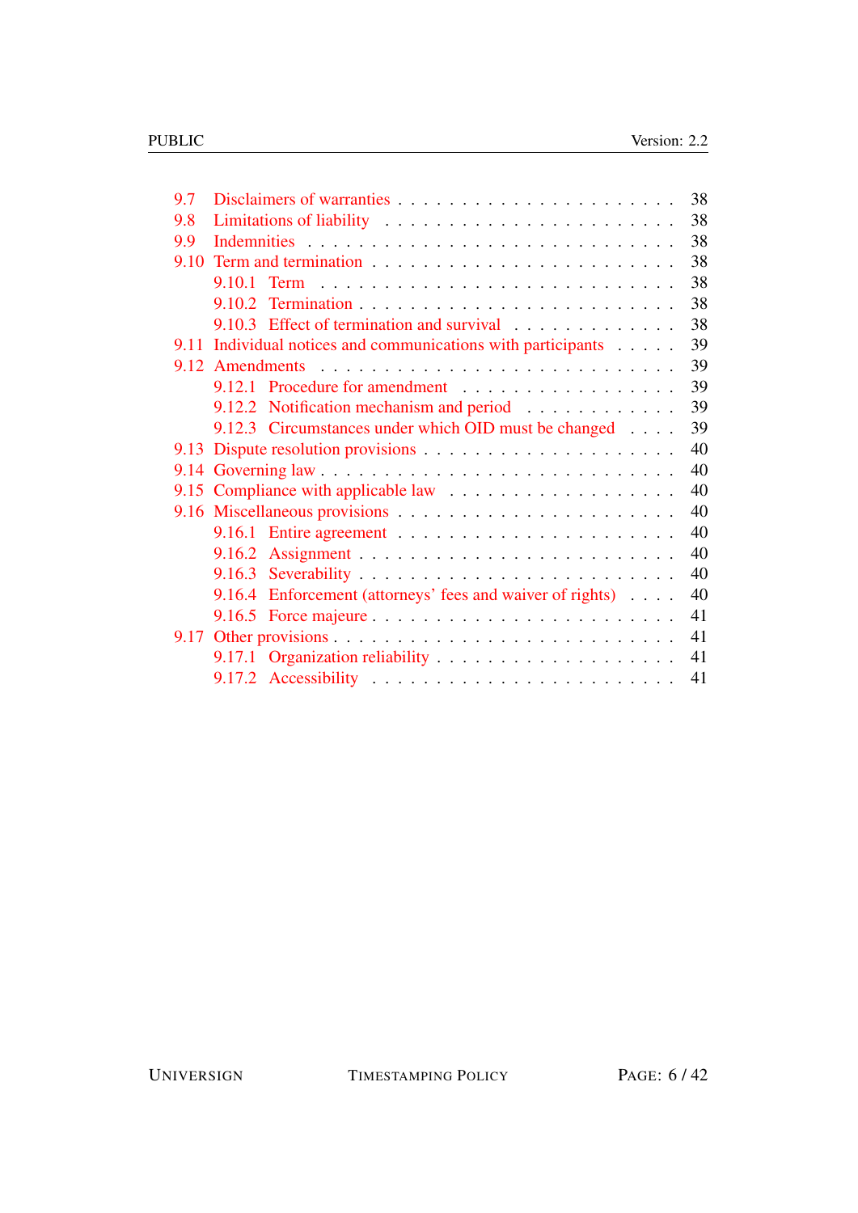- 9.7 Disclaimers of warranties . . . . . . . . . . . . . . . . . . . . . 38
- 9.8 Limitations of liability . . . . . . . . . . . . . . . . . . . . . 38
- 9.9 Indemnities . . . . . . . . . . . . . . . . . . . . . . . . . 38
- 9.10 Term and termination . . . . . . . . . . . . . . . . . . . . . 38
  - 9.10.1 Term . . . . . . . . . . . . . . . . . . . . . . . . 38
  - 9.10.2 Termination . . . . . . . . . . . . . . . . . . . . . 38
  - 9.10.3 Effect of termination and survival . . . . . . . . . . . . 38
- 9.11 Individual notices and communications with participants . . . . . 39
- 9.12 Amendments . . . . . . . . . . . . . . . . . . . . . . . . . 39
  - 9.12.1 Procedure for amendment . . . . . . . . . . . . . . . . 39
  - 9.12.2 Notification mechanism and period . . . . . . . . . . . 39
  - 9.12.3 Circumstances under which OID must be changed . . . . 39
- 9.13 Dispute resolution provisions . . . . . . . . . . . . . . . . . . 40
- 9.14 Governing law . . . . . . . . . . . . . . . . . . . . . . . . 40
- 9.15 Compliance with applicable law . . . . . . . . . . . . . . . . 40
- 9.16 Miscellaneous provisions . . . . . . . . . . . . . . . . . . . . 40
  - 9.16.1 Entire agreement . . . . . . . . . . . . . . . . . . . 40
  - 9.16.2 Assignment . . . . . . . . . . . . . . . . . . . . . . 40
  - 9.16.3 Severability . . . . . . . . . . . . . . . . . . . . . 40
  - 9.16.4 Enforcement (attorneys' fees and waiver of rights) . . . . 40
  - 9.16.5 Force majeure . . . . . . . . . . . . . . . . . . . . 41
- 9.17 Other provisions . . . . . . . . . . . . . . . . . . . . . . . 41
  - 9.17.1 Organization reliability . . . . . . . . . . . . . . . . 41
  - 9.17.2 Accessibility . . . . . . . . . . . . . . . . . . . . . 41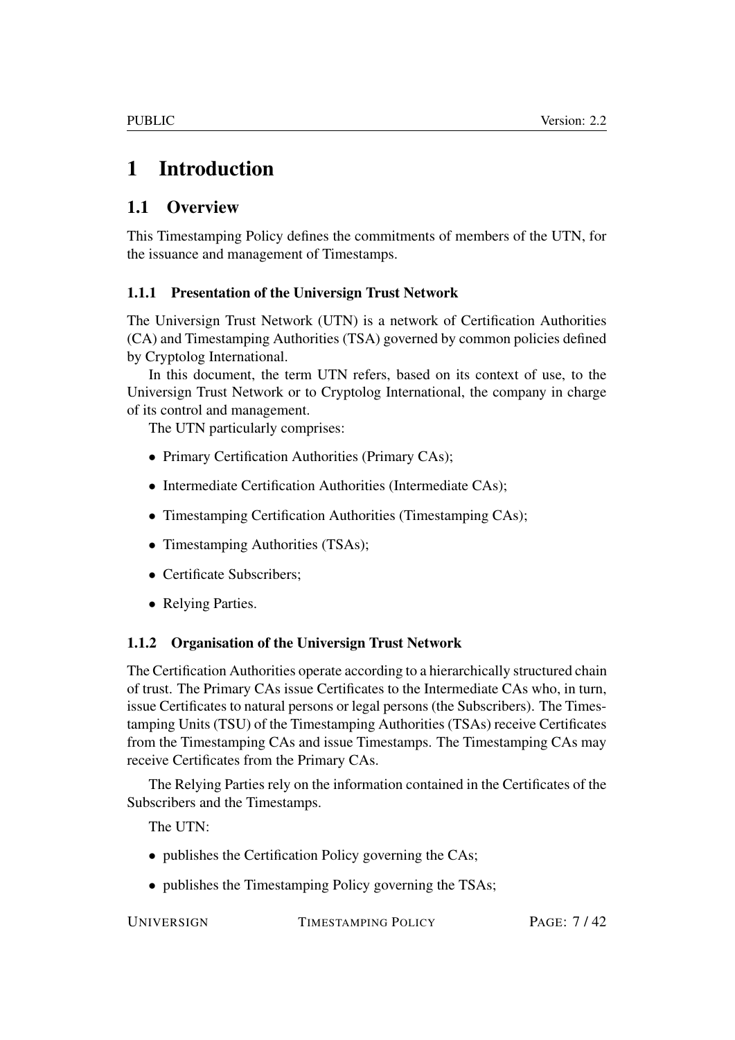# 1 Introduction

## 1.1 Overview

This Timestamping Policy defines the commitments of members of the UTN, for the issuance and management of Timestamps.

### 1.1.1 Presentation of the Universign Trust Network

The Universign Trust Network (UTN) is a network of Certification Authorities (CA) and Timestamping Authorities (TSA) governed by common policies defined by Cryptolog International.

In this document, the term UTN refers, based on its context of use, to the Universign Trust Network or to Cryptolog International, the company in charge of its control and management.

The UTN particularly comprises:

- Primary Certification Authorities (Primary CAs);
- Intermediate Certification Authorities (Intermediate CAs);
- Timestamping Certification Authorities (Timestamping CAs);
- Timestamping Authorities (TSAs);
- Certificate Subscribers;
- Relying Parties.

### 1.1.2 Organisation of the Universign Trust Network

The Certification Authorities operate according to a hierarchically structured chain of trust. The Primary CAs issue Certificates to the Intermediate CAs who, in turn, issue Certificates to natural persons or legal persons (the Subscribers). The Timestamping Units (TSU) of the Timestamping Authorities (TSAs) receive Certificates from the Timestamping CAs and issue Timestamps. The Timestamping CAs may receive Certificates from the Primary CAs.

The Relying Parties rely on the information contained in the Certificates of the Subscribers and the Timestamps.

The UTN:

- publishes the Certification Policy governing the CAs;
- publishes the Timestamping Policy governing the TSAs;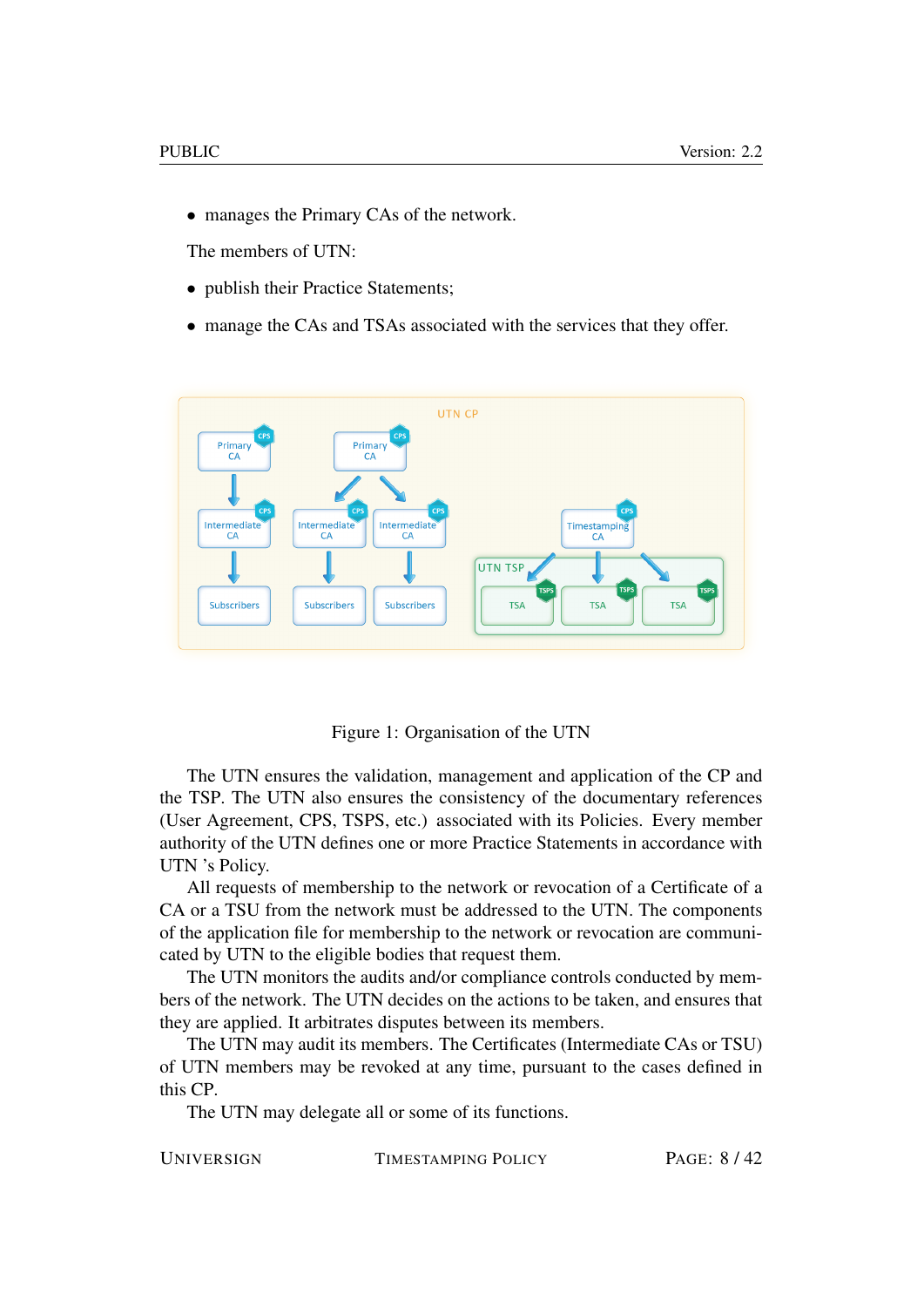- manages the Primary CAs of the network.

The members of UTN:

- publish their Practice Statements;
- manage the CAs and TSAs associated with the services that they offer.

Figure 1: Organisation of the UTN

The UTN ensures the validation, management and application of the CP and the TSP. The UTN also ensures the consistency of the documentary references (User Agreement, CPS, TSPS, etc.) associated with its Policies. Every member authority of the UTN defines one or more Practice Statements in accordance with UTN 's Policy.

All requests of membership to the network or revocation of a Certificate of a CA or a TSU from the network must be addressed to the UTN. The components of the application file for membership to the network or revocation are communicated by UTN to the eligible bodies that request them.

The UTN monitors the audits and/or compliance controls conducted by members of the network. The UTN decides on the actions to be taken, and ensures that they are applied. It arbitrates disputes between its members.

The UTN may audit its members. The Certificates (Intermediate CAs or TSU) of UTN members may be revoked at any time, pursuant to the cases defined in this CP.

The UTN may delegate all or some of its functions.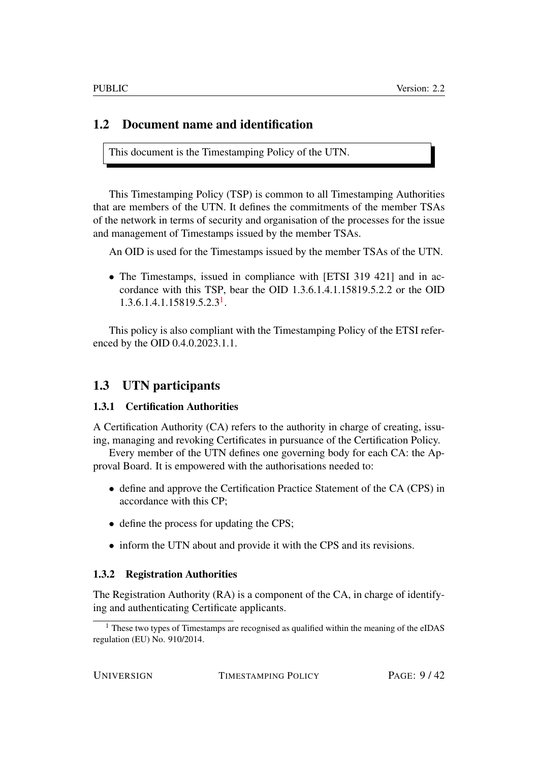## 1.2 Document name and identification

This document is the Timestamping Policy of the UTN.

This Timestamping Policy (TSP) is common to all Timestamping Authorities that are members of the UTN. It defines the commitments of the member TSAs of the network in terms of security and organisation of the processes for the issue and management of Timestamps issued by the member TSAs.

An OID is used for the Timestamps issued by the member TSAs of the UTN.

- The Timestamps, issued in compliance with [ETSI 319 421] and in accordance with this TSP, bear the OID 1.3.6.1.4.1.15819.5.2.2 or the OID 1.3.6.1.4.1.15819.5.2.3[1].

This policy is also compliant with the Timestamping Policy of the ETSI referenced by the OID 0.4.0.2023.1.1.

## 1.3 UTN participants

### 1.3.1 Certification Authorities

A Certification Authority (CA) refers to the authority in charge of creating, issuing, managing and revoking Certificates in pursuance of the Certification Policy.

Every member of the UTN defines one governing body for each CA: the Approval Board. It is empowered with the authorisations needed to:

- define and approve the Certification Practice Statement of the CA (CPS) in accordance with this CP;
- define the process for updating the CPS;
- inform the UTN about and provide it with the CPS and its revisions.

### 1.3.2 Registration Authorities

The Registration Authority (RA) is a component of the CA, in charge of identifying and authenticating Certificate applicants.

[1] These two types of Timestamps are recognised as qualified within the meaning of the eIDAS regulation (EU) No. 910/2014.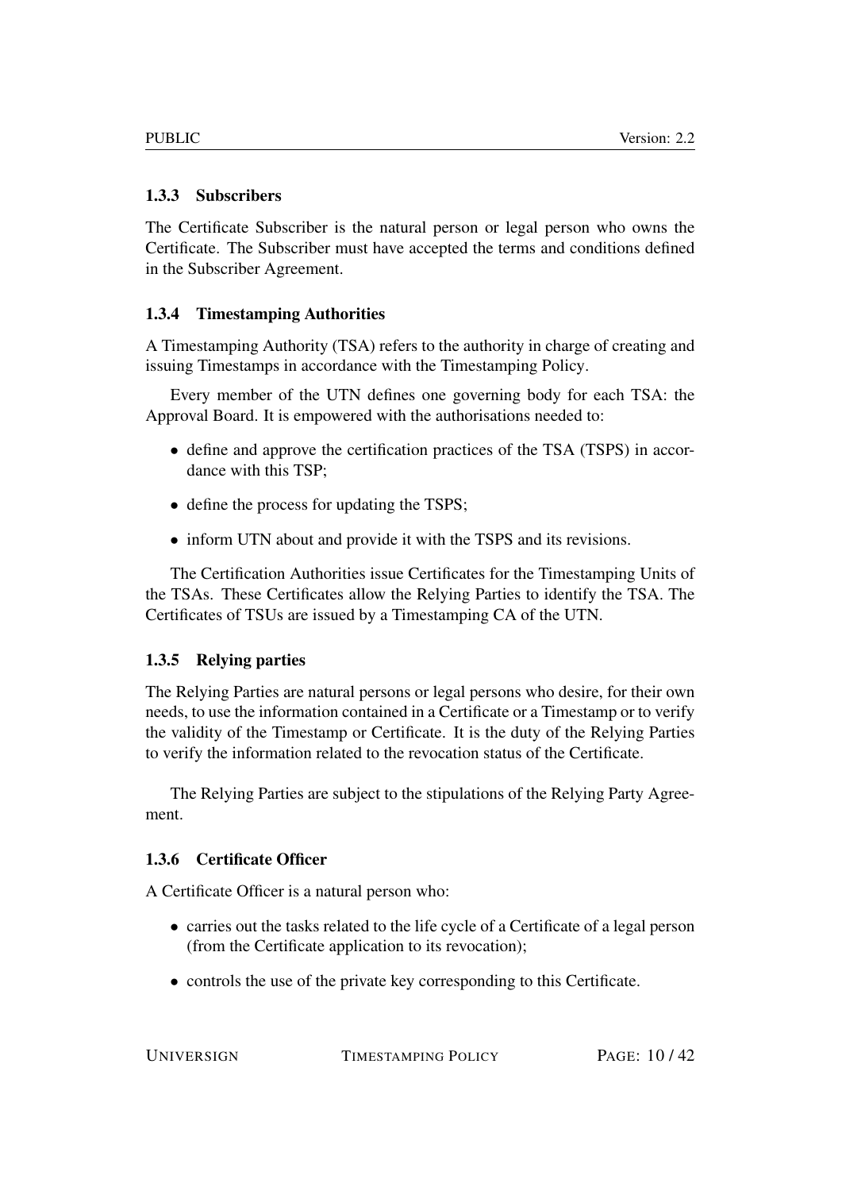### 1.3.3 Subscribers

The Certificate Subscriber is the natural person or legal person who owns the Certificate. The Subscriber must have accepted the terms and conditions defined in the Subscriber Agreement.

### 1.3.4 Timestamping Authorities

A Timestamping Authority (TSA) refers to the authority in charge of creating and issuing Timestamps in accordance with the Timestamping Policy.

Every member of the UTN defines one governing body for each TSA: the Approval Board. It is empowered with the authorisations needed to:

- define and approve the certification practices of the TSA (TSPS) in accordance with this TSP;
- define the process for updating the TSPS;
- inform UTN about and provide it with the TSPS and its revisions.

The Certification Authorities issue Certificates for the Timestamping Units of the TSAs. These Certificates allow the Relying Parties to identify the TSA. The Certificates of TSUs are issued by a Timestamping CA of the UTN.

### 1.3.5 Relying parties

The Relying Parties are natural persons or legal persons who desire, for their own needs, to use the information contained in a Certificate or a Timestamp or to verify the validity of the Timestamp or Certificate. It is the duty of the Relying Parties to verify the information related to the revocation status of the Certificate.

The Relying Parties are subject to the stipulations of the Relying Party Agreement.

### 1.3.6 Certificate Officer

A Certificate Officer is a natural person who:

- carries out the tasks related to the life cycle of a Certificate of a legal person (from the Certificate application to its revocation);
- controls the use of the private key corresponding to this Certificate.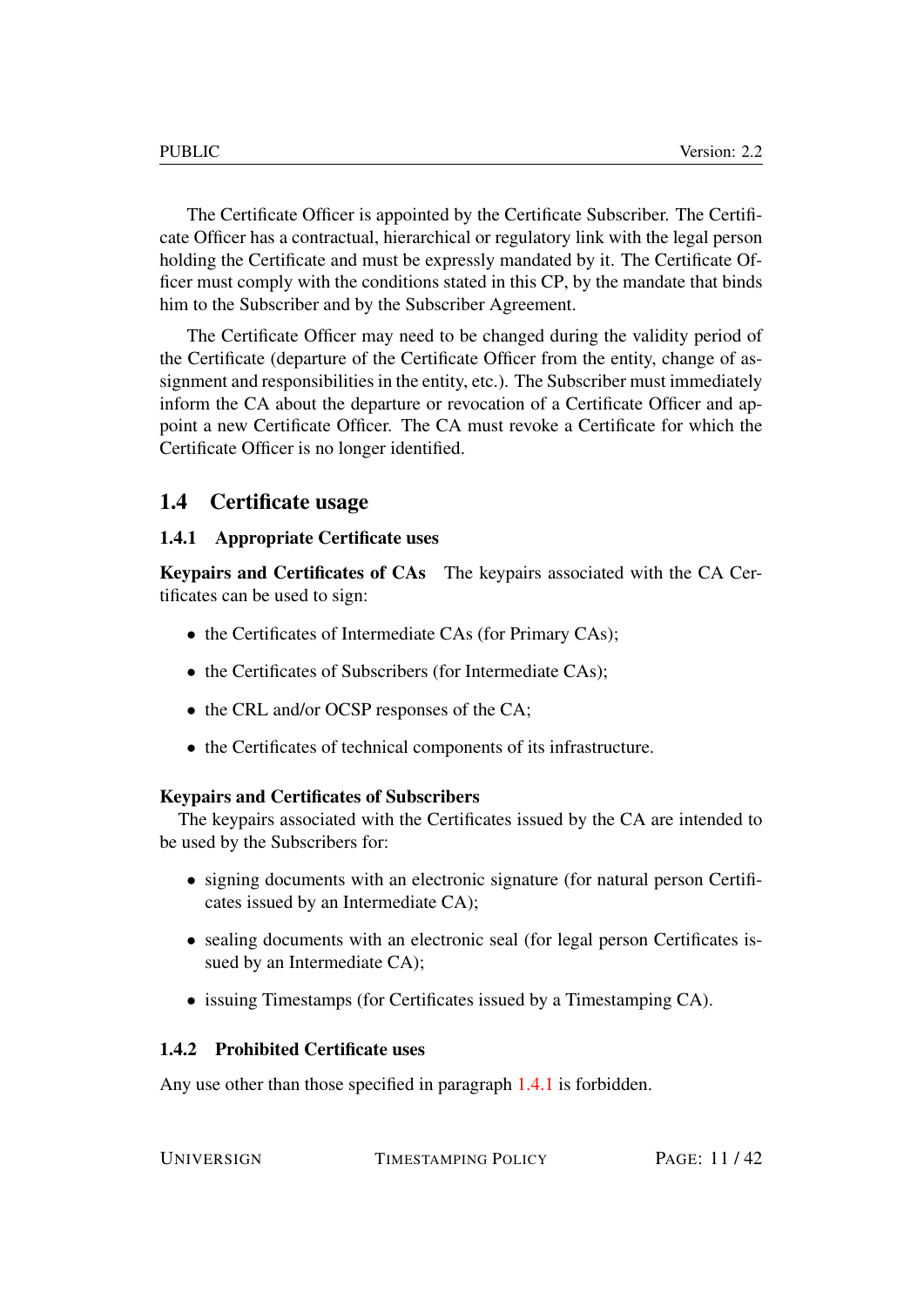The Certificate Officer is appointed by the Certificate Subscriber. The Certificate Officer has a contractual, hierarchical or regulatory link with the legal person holding the Certificate and must be expressly mandated by it. The Certificate Officer must comply with the conditions stated in this CP, by the mandate that binds him to the Subscriber and by the Subscriber Agreement.

The Certificate Officer may need to be changed during the validity period of the Certificate (departure of the Certificate Officer from the entity, change of assignment and responsibilities in the entity, etc.). The Subscriber must immediately inform the CA about the departure or revocation of a Certificate Officer and appoint a new Certificate Officer. The CA must revoke a Certificate for which the Certificate Officer is no longer identified.

## 1.4 Certificate usage

### 1.4.1 Appropriate Certificate uses

**Keypairs and Certificates of CAs** The keypairs associated with the CA Certificates can be used to sign:

- the Certificates of Intermediate CAs (for Primary CAs);
- the Certificates of Subscribers (for Intermediate CAs);
- the CRL and/or OCSP responses of the CA;
- the Certificates of technical components of its infrastructure.

**Keypairs and Certificates of Subscribers**

The keypairs associated with the Certificates issued by the CA are intended to be used by the Subscribers for:

- signing documents with an electronic signature (for natural person Certificates issued by an Intermediate CA);
- sealing documents with an electronic seal (for legal person Certificates issued by an Intermediate CA);
- issuing Timestamps (for Certificates issued by a Timestamping CA).

### 1.4.2 Prohibited Certificate uses

Any use other than those specified in paragraph 1.4.1 is forbidden.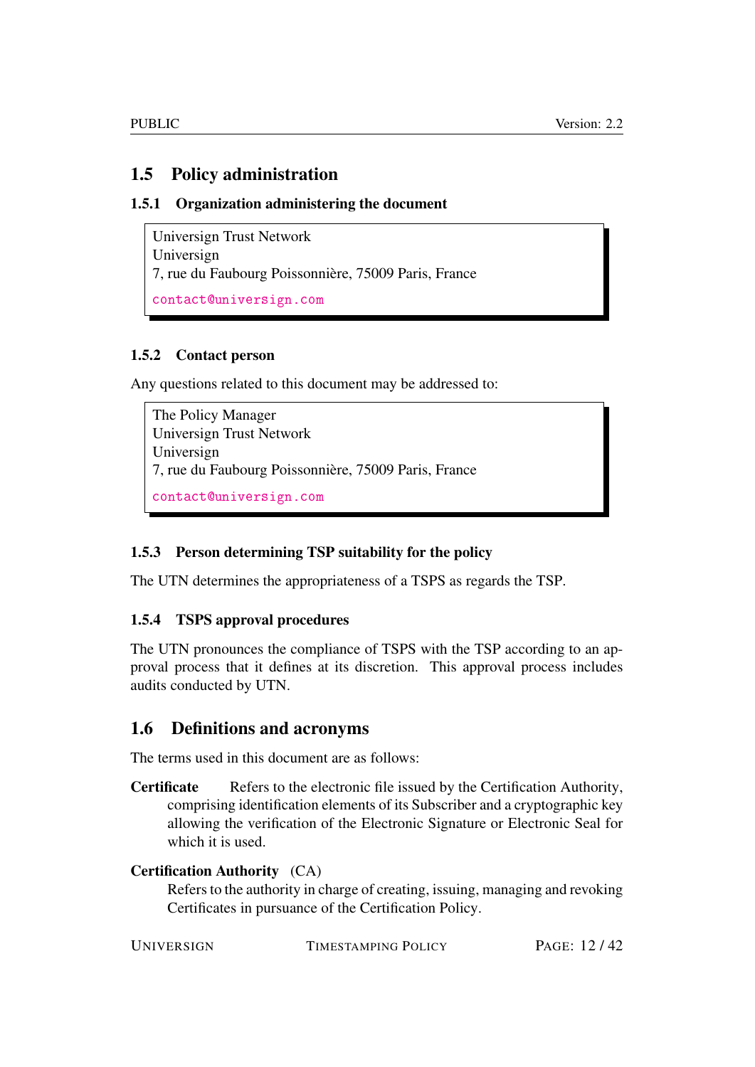## 1.5 Policy administration

### 1.5.1 Organization administering the document

> Universign Trust Network
> Universign
> 7, rue du Faubourg Poissonnière, 75009 Paris, France
>
> contact@universign.com

### 1.5.2 Contact person

Any questions related to this document may be addressed to:

> The Policy Manager
> Universign Trust Network
> Universign
> 7, rue du Faubourg Poissonnière, 75009 Paris, France
>
> contact@universign.com

### 1.5.3 Person determining TSP suitability for the policy

The UTN determines the appropriateness of a TSPS as regards the TSP.

### 1.5.4 TSPS approval procedures

The UTN pronounces the compliance of TSPS with the TSP according to an approval process that it defines at its discretion. This approval process includes audits conducted by UTN.

## 1.6 Definitions and acronyms

The terms used in this document are as follows:

**Certificate** Refers to the electronic file issued by the Certification Authority, comprising identification elements of its Subscriber and a cryptographic key allowing the verification of the Electronic Signature or Electronic Seal for which it is used.

**Certification Authority** (CA)
Refers to the authority in charge of creating, issuing, managing and revoking Certificates in pursuance of the Certification Policy.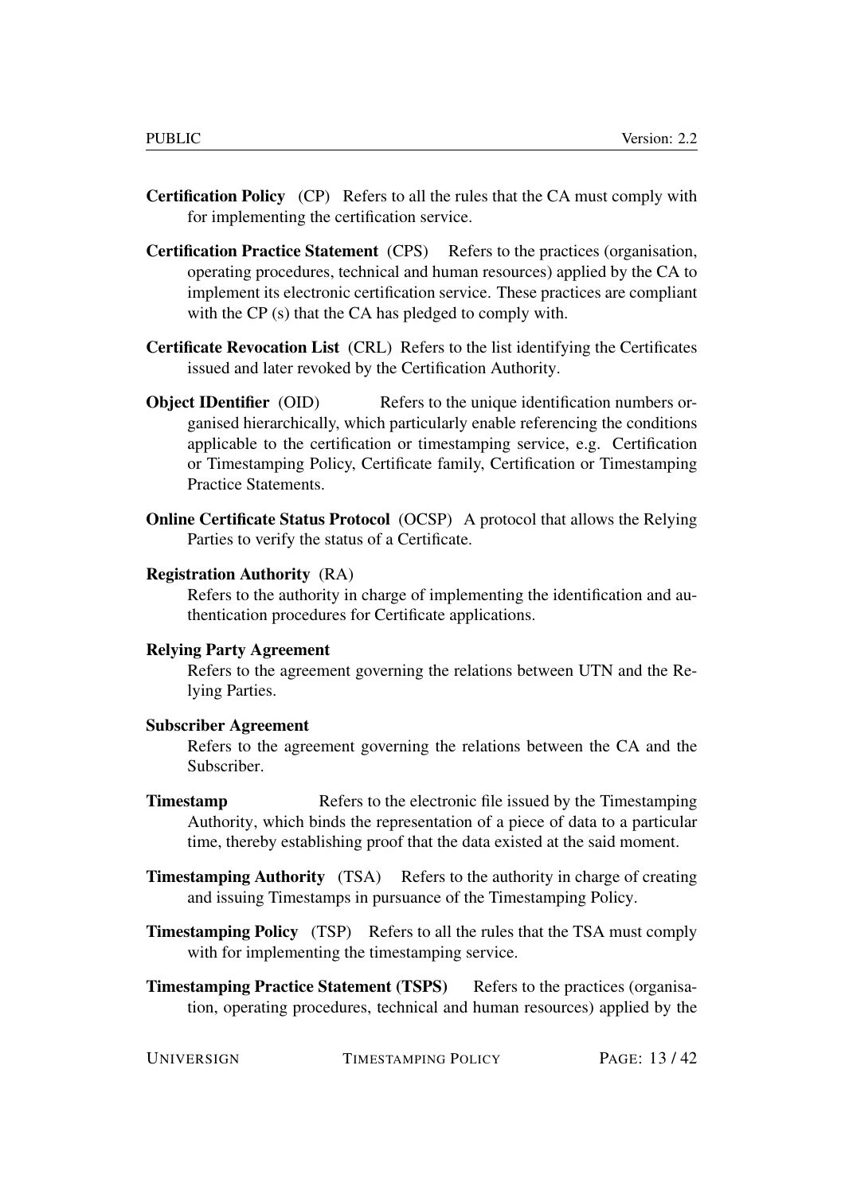**Certification Policy** (CP) Refers to all the rules that the CA must comply with for implementing the certification service.

**Certification Practice Statement** (CPS) Refers to the practices (organisation, operating procedures, technical and human resources) applied by the CA to implement its electronic certification service. These practices are compliant with the CP (s) that the CA has pledged to comply with.

**Certificate Revocation List** (CRL) Refers to the list identifying the Certificates issued and later revoked by the Certification Authority.

**Object IDentifier** (OID) Refers to the unique identification numbers organised hierarchically, which particularly enable referencing the conditions applicable to the certification or timestamping service, e.g. Certification or Timestamping Policy, Certificate family, Certification or Timestamping Practice Statements.

**Online Certificate Status Protocol** (OCSP) A protocol that allows the Relying Parties to verify the status of a Certificate.

**Registration Authority** (RA)
Refers to the authority in charge of implementing the identification and authentication procedures for Certificate applications.

**Relying Party Agreement**
Refers to the agreement governing the relations between UTN and the Relying Parties.

**Subscriber Agreement**
Refers to the agreement governing the relations between the CA and the Subscriber.

**Timestamp** Refers to the electronic file issued by the Timestamping Authority, which binds the representation of a piece of data to a particular time, thereby establishing proof that the data existed at the said moment.

**Timestamping Authority** (TSA) Refers to the authority in charge of creating and issuing Timestamps in pursuance of the Timestamping Policy.

**Timestamping Policy** (TSP) Refers to all the rules that the TSA must comply with for implementing the timestamping service.

**Timestamping Practice Statement (TSPS)** Refers to the practices (organisation, operating procedures, technical and human resources) applied by the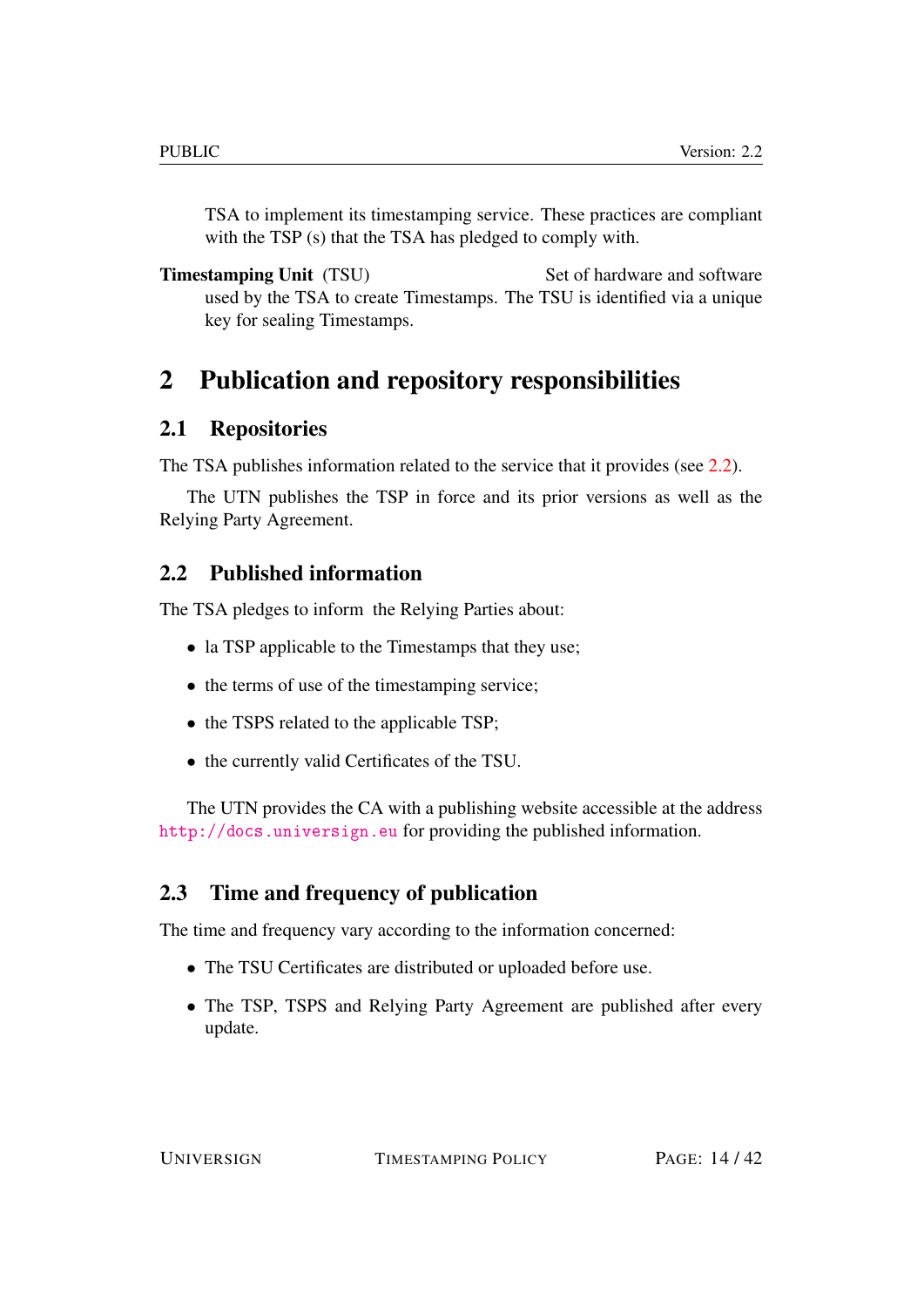TSA to implement its timestamping service. These practices are compliant with the TSP (s) that the TSA has pledged to comply with.

**Timestamping Unit** (TSU) Set of hardware and software used by the TSA to create Timestamps. The TSU is identified via a unique key for sealing Timestamps.

# 2 Publication and repository responsibilities

## 2.1 Repositories

The TSA publishes information related to the service that it provides (see 2.2).

The UTN publishes the TSP in force and its prior versions as well as the Relying Party Agreement.

## 2.2 Published information

The TSA pledges to inform the Relying Parties about:

- la TSP applicable to the Timestamps that they use;
- the terms of use of the timestamping service;
- the TSPS related to the applicable TSP;
- the currently valid Certificates of the TSU.

The UTN provides the CA with a publishing website accessible at the address http://docs.universign.eu for providing the published information.

## 2.3 Time and frequency of publication

The time and frequency vary according to the information concerned:

- The TSU Certificates are distributed or uploaded before use.
- The TSP, TSPS and Relying Party Agreement are published after every update.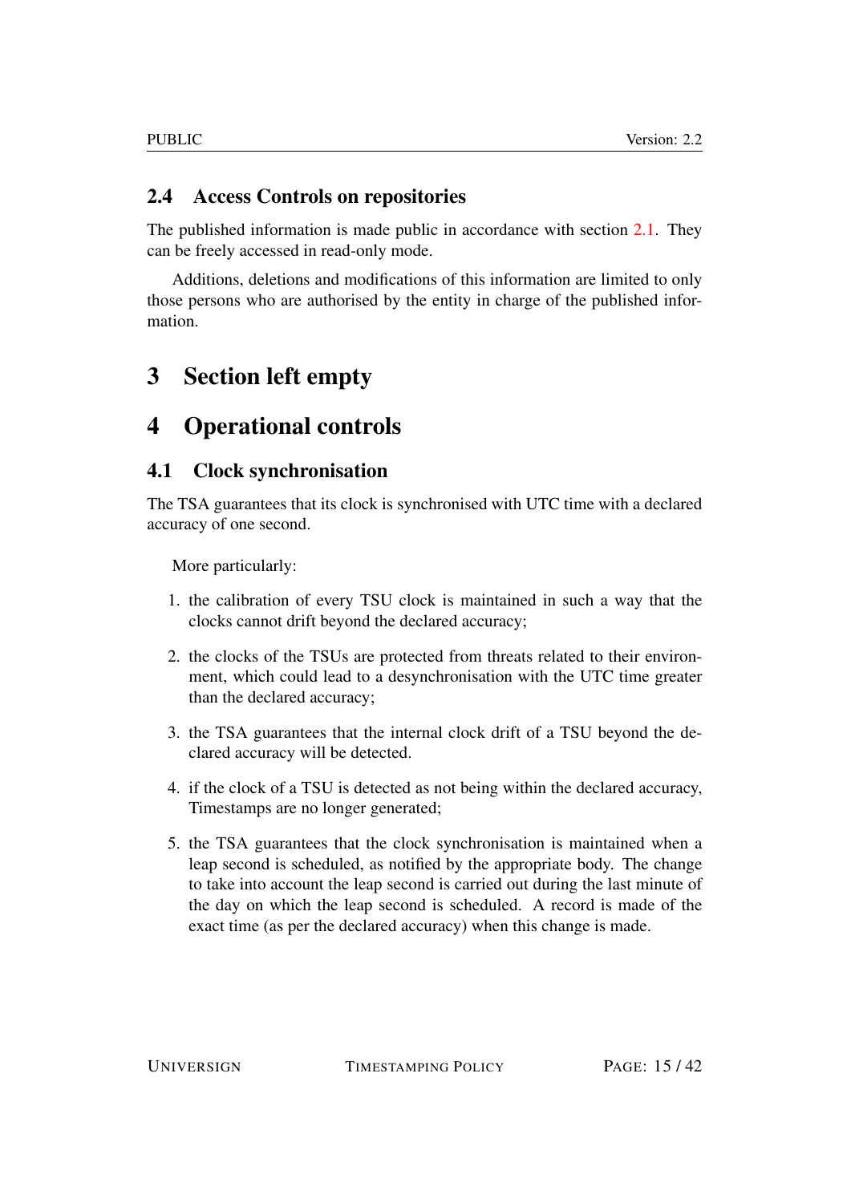## 2.4 Access Controls on repositories

The published information is made public in accordance with section 2.1. They can be freely accessed in read-only mode.

Additions, deletions and modifications of this information are limited to only those persons who are authorised by the entity in charge of the published information.

# 3 Section left empty

# 4 Operational controls

## 4.1 Clock synchronisation

The TSA guarantees that its clock is synchronised with UTC time with a declared accuracy of one second.

More particularly:

1. the calibration of every TSU clock is maintained in such a way that the clocks cannot drift beyond the declared accuracy;
2. the clocks of the TSUs are protected from threats related to their environment, which could lead to a desynchronisation with the UTC time greater than the declared accuracy;
3. the TSA guarantees that the internal clock drift of a TSU beyond the declared accuracy will be detected.
4. if the clock of a TSU is detected as not being within the declared accuracy, Timestamps are no longer generated;
5. the TSA guarantees that the clock synchronisation is maintained when a leap second is scheduled, as notified by the appropriate body. The change to take into account the leap second is carried out during the last minute of the day on which the leap second is scheduled. A record is made of the exact time (as per the declared accuracy) when this change is made.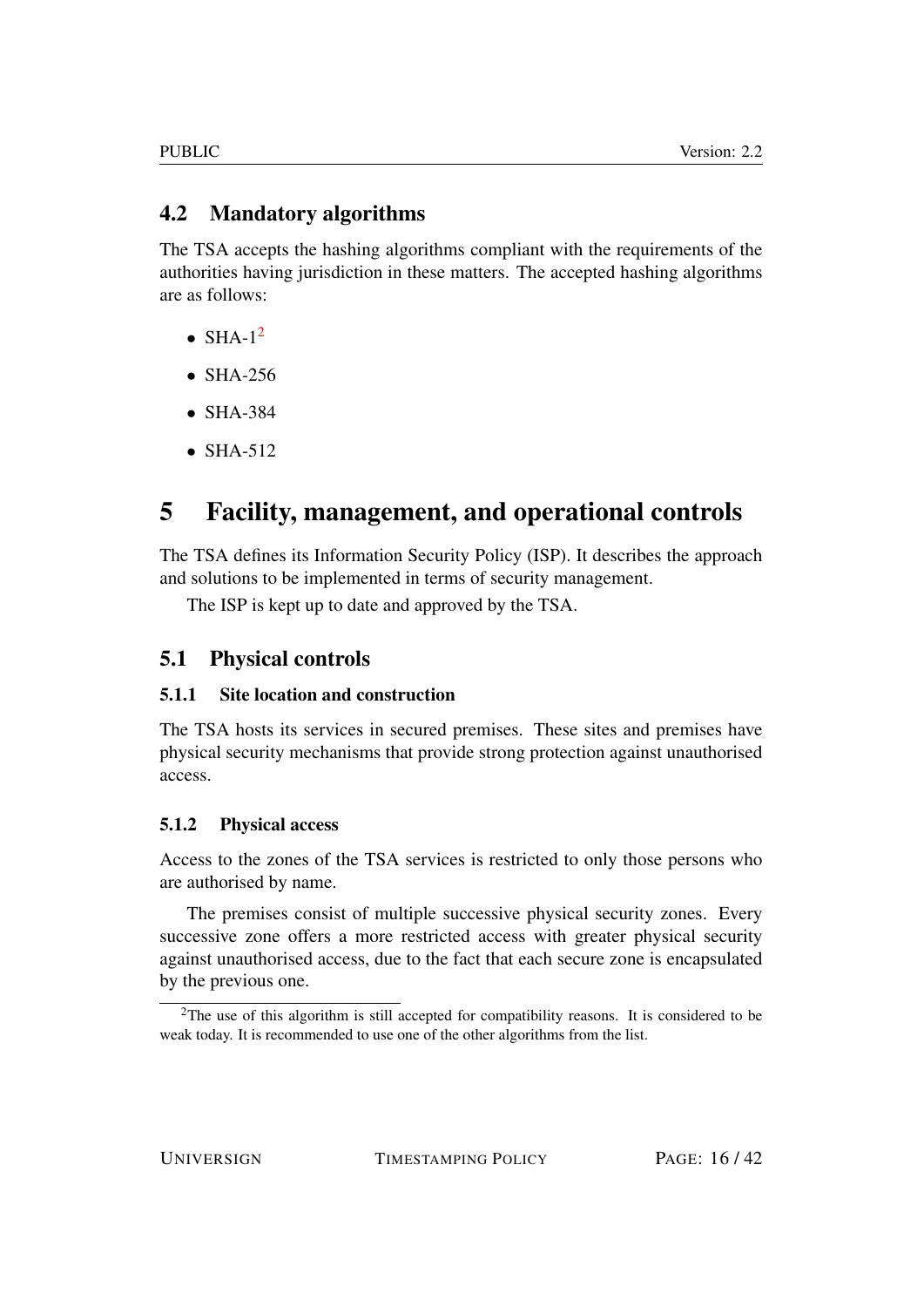## 4.2 Mandatory algorithms

The TSA accepts the hashing algorithms compliant with the requirements of the authorities having jurisdiction in these matters. The accepted hashing algorithms are as follows:

- SHA-1[2]
- SHA-256
- SHA-384
- SHA-512

# 5 Facility, management, and operational controls

The TSA defines its Information Security Policy (ISP). It describes the approach and solutions to be implemented in terms of security management.

The ISP is kept up to date and approved by the TSA.

## 5.1 Physical controls

### 5.1.1 Site location and construction

The TSA hosts its services in secured premises. These sites and premises have physical security mechanisms that provide strong protection against unauthorised access.

### 5.1.2 Physical access

Access to the zones of the TSA services is restricted to only those persons who are authorised by name.

The premises consist of multiple successive physical security zones. Every successive zone offers a more restricted access with greater physical security against unauthorised access, due to the fact that each secure zone is encapsulated by the previous one.

[2]The use of this algorithm is still accepted for compatibility reasons. It is considered to be weak today. It is recommended to use one of the other algorithms from the list.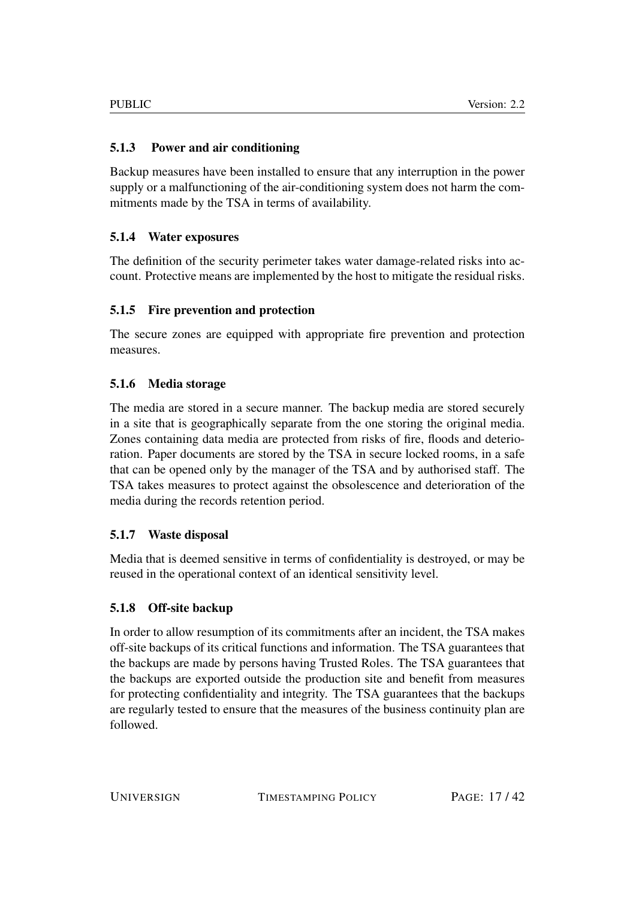### 5.1.3 Power and air conditioning

Backup measures have been installed to ensure that any interruption in the power supply or a malfunctioning of the air-conditioning system does not harm the commitments made by the TSA in terms of availability.

### 5.1.4 Water exposures

The definition of the security perimeter takes water damage-related risks into account. Protective means are implemented by the host to mitigate the residual risks.

### 5.1.5 Fire prevention and protection

The secure zones are equipped with appropriate fire prevention and protection measures.

### 5.1.6 Media storage

The media are stored in a secure manner. The backup media are stored securely in a site that is geographically separate from the one storing the original media. Zones containing data media are protected from risks of fire, floods and deterioration. Paper documents are stored by the TSA in secure locked rooms, in a safe that can be opened only by the manager of the TSA and by authorised staff. The TSA takes measures to protect against the obsolescence and deterioration of the media during the records retention period.

### 5.1.7 Waste disposal

Media that is deemed sensitive in terms of confidentiality is destroyed, or may be reused in the operational context of an identical sensitivity level.

### 5.1.8 Off-site backup

In order to allow resumption of its commitments after an incident, the TSA makes off-site backups of its critical functions and information. The TSA guarantees that the backups are made by persons having Trusted Roles. The TSA guarantees that the backups are exported outside the production site and benefit from measures for protecting confidentiality and integrity. The TSA guarantees that the backups are regularly tested to ensure that the measures of the business continuity plan are followed.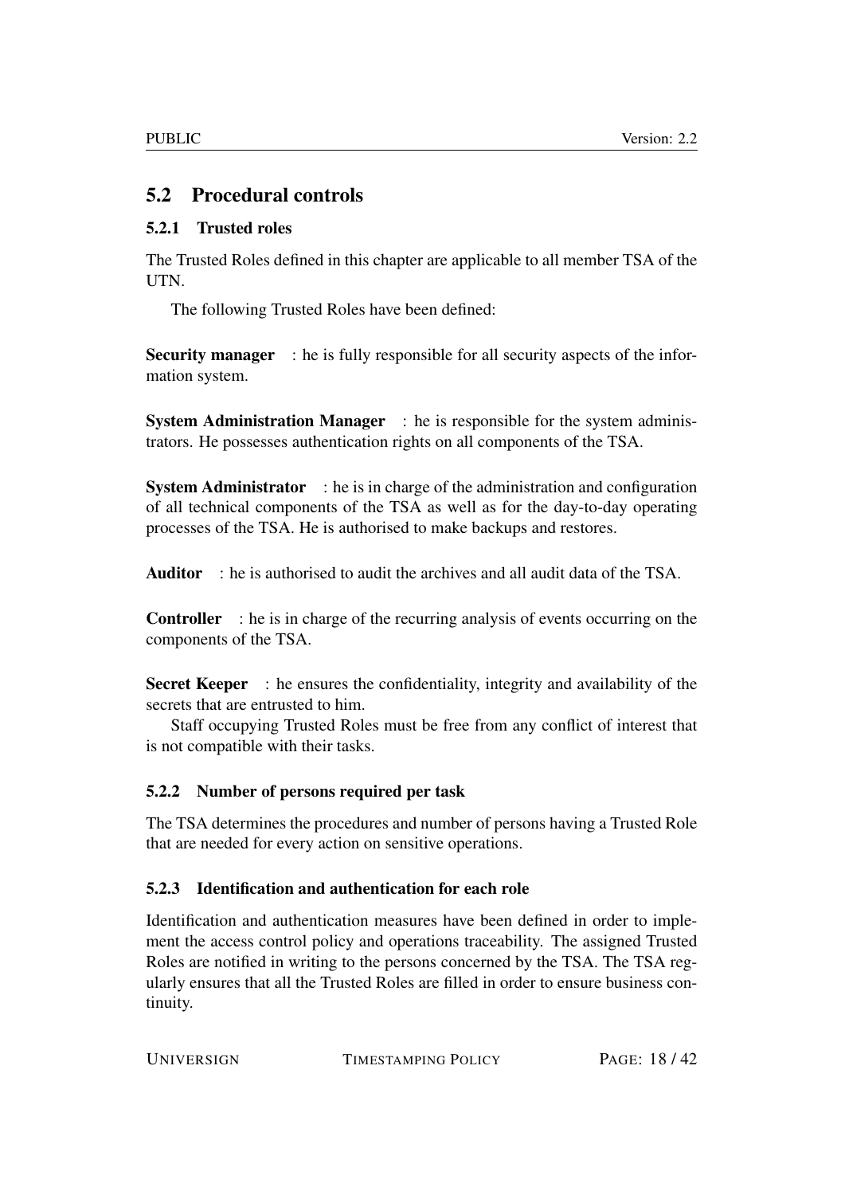## 5.2 Procedural controls

### 5.2.1 Trusted roles

The Trusted Roles defined in this chapter are applicable to all member TSA of the UTN.

The following Trusted Roles have been defined:

**Security manager** : he is fully responsible for all security aspects of the information system.

**System Administration Manager** : he is responsible for the system administrators. He possesses authentication rights on all components of the TSA.

**System Administrator** : he is in charge of the administration and configuration of all technical components of the TSA as well as for the day-to-day operating processes of the TSA. He is authorised to make backups and restores.

**Auditor** : he is authorised to audit the archives and all audit data of the TSA.

**Controller** : he is in charge of the recurring analysis of events occurring on the components of the TSA.

**Secret Keeper** : he ensures the confidentiality, integrity and availability of the secrets that are entrusted to him.

Staff occupying Trusted Roles must be free from any conflict of interest that is not compatible with their tasks.

### 5.2.2 Number of persons required per task

The TSA determines the procedures and number of persons having a Trusted Role that are needed for every action on sensitive operations.

### 5.2.3 Identification and authentication for each role

Identification and authentication measures have been defined in order to implement the access control policy and operations traceability. The assigned Trusted Roles are notified in writing to the persons concerned by the TSA. The TSA regularly ensures that all the Trusted Roles are filled in order to ensure business continuity.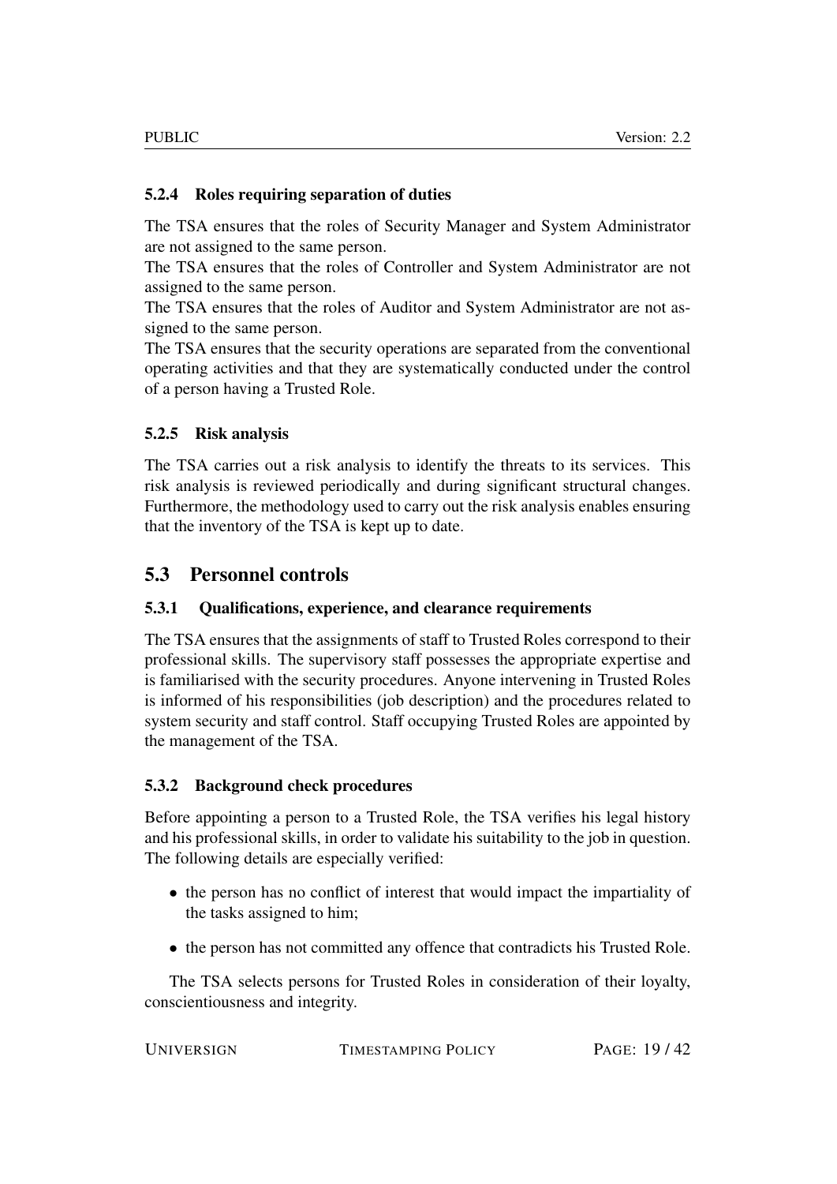### 5.2.4 Roles requiring separation of duties

The TSA ensures that the roles of Security Manager and System Administrator are not assigned to the same person.
The TSA ensures that the roles of Controller and System Administrator are not assigned to the same person.
The TSA ensures that the roles of Auditor and System Administrator are not assigned to the same person.
The TSA ensures that the security operations are separated from the conventional operating activities and that they are systematically conducted under the control of a person having a Trusted Role.

### 5.2.5 Risk analysis

The TSA carries out a risk analysis to identify the threats to its services. This risk analysis is reviewed periodically and during significant structural changes. Furthermore, the methodology used to carry out the risk analysis enables ensuring that the inventory of the TSA is kept up to date.

## 5.3 Personnel controls

### 5.3.1 Qualifications, experience, and clearance requirements

The TSA ensures that the assignments of staff to Trusted Roles correspond to their professional skills. The supervisory staff possesses the appropriate expertise and is familiarised with the security procedures. Anyone intervening in Trusted Roles is informed of his responsibilities (job description) and the procedures related to system security and staff control. Staff occupying Trusted Roles are appointed by the management of the TSA.

### 5.3.2 Background check procedures

Before appointing a person to a Trusted Role, the TSA verifies his legal history and his professional skills, in order to validate his suitability to the job in question. The following details are especially verified:

- the person has no conflict of interest that would impact the impartiality of the tasks assigned to him;
- the person has not committed any offence that contradicts his Trusted Role.

The TSA selects persons for Trusted Roles in consideration of their loyalty, conscientiousness and integrity.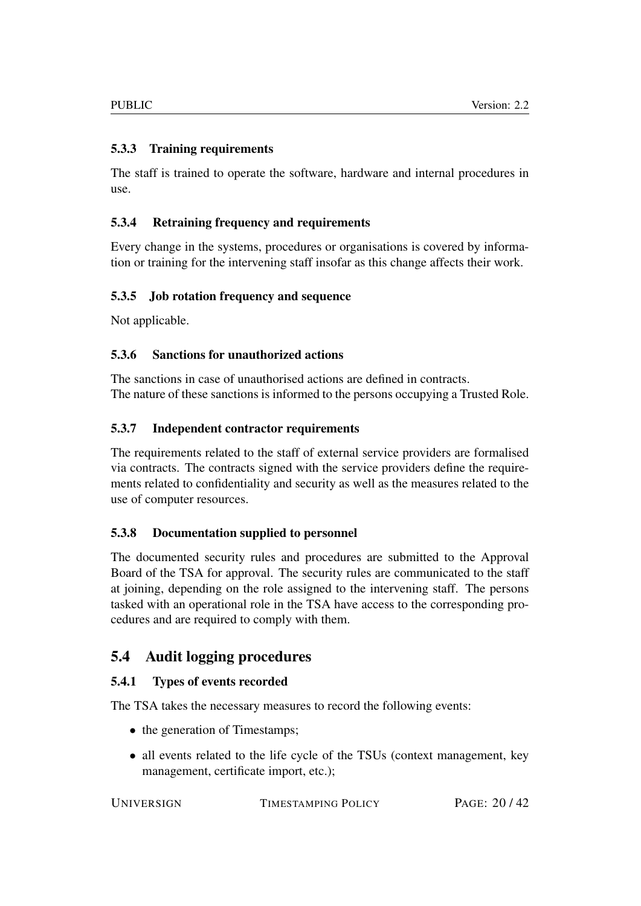### 5.3.3 Training requirements

The staff is trained to operate the software, hardware and internal procedures in use.

### 5.3.4 Retraining frequency and requirements

Every change in the systems, procedures or organisations is covered by information or training for the intervening staff insofar as this change affects their work.

### 5.3.5 Job rotation frequency and sequence

Not applicable.

### 5.3.6 Sanctions for unauthorized actions

The sanctions in case of unauthorised actions are defined in contracts.
The nature of these sanctions is informed to the persons occupying a Trusted Role.

### 5.3.7 Independent contractor requirements

The requirements related to the staff of external service providers are formalised via contracts. The contracts signed with the service providers define the requirements related to confidentiality and security as well as the measures related to the use of computer resources.

### 5.3.8 Documentation supplied to personnel

The documented security rules and procedures are submitted to the Approval Board of the TSA for approval. The security rules are communicated to the staff at joining, depending on the role assigned to the intervening staff. The persons tasked with an operational role in the TSA have access to the corresponding procedures and are required to comply with them.

## 5.4 Audit logging procedures

### 5.4.1 Types of events recorded

The TSA takes the necessary measures to record the following events:

- the generation of Timestamps;
- all events related to the life cycle of the TSUs (context management, key management, certificate import, etc.);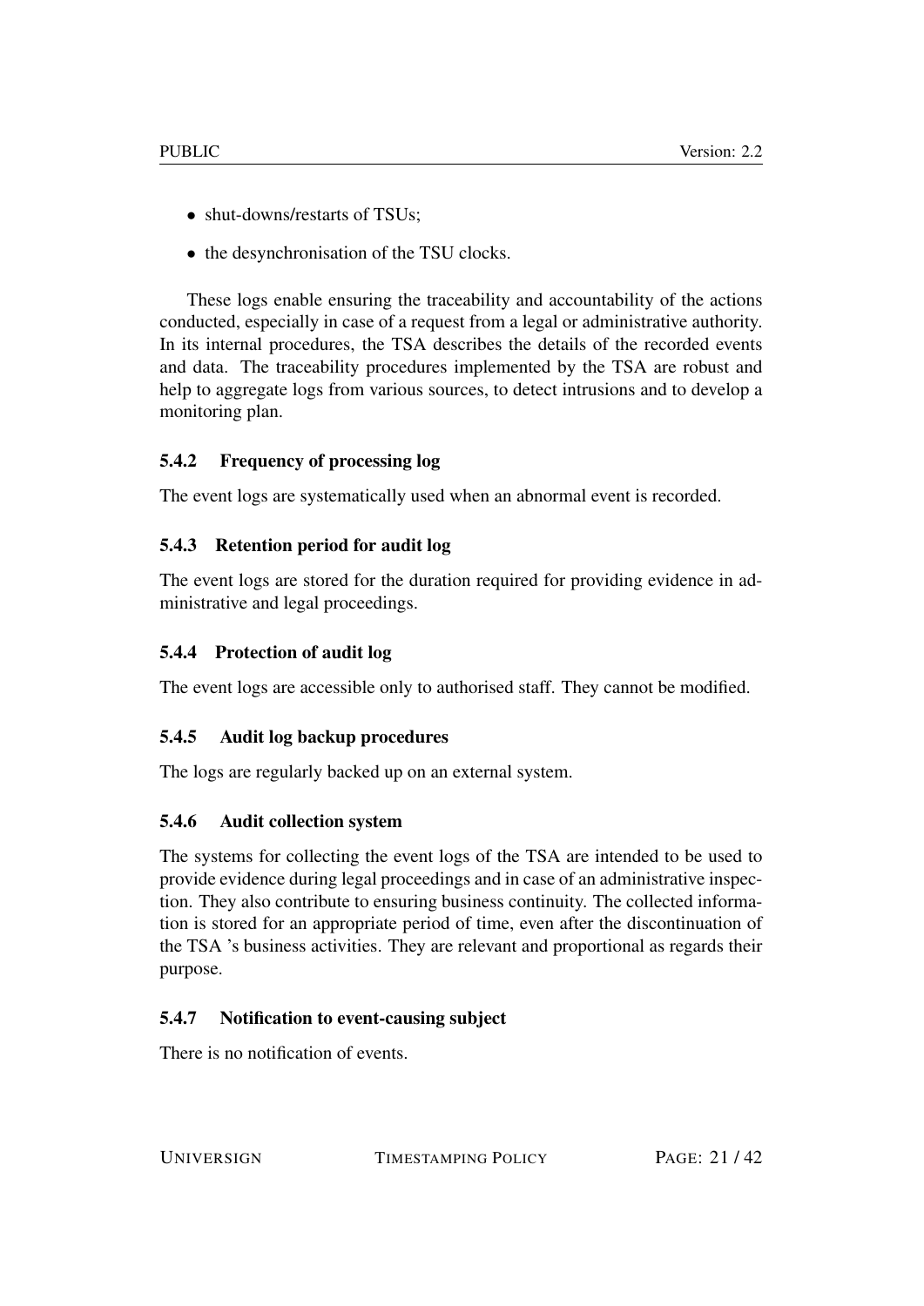- shut-downs/restarts of TSUs;
- the desynchronisation of the TSU clocks.

These logs enable ensuring the traceability and accountability of the actions conducted, especially in case of a request from a legal or administrative authority. In its internal procedures, the TSA describes the details of the recorded events and data. The traceability procedures implemented by the TSA are robust and help to aggregate logs from various sources, to detect intrusions and to develop a monitoring plan.

### 5.4.2 Frequency of processing log

The event logs are systematically used when an abnormal event is recorded.

### 5.4.3 Retention period for audit log

The event logs are stored for the duration required for providing evidence in administrative and legal proceedings.

### 5.4.4 Protection of audit log

The event logs are accessible only to authorised staff. They cannot be modified.

### 5.4.5 Audit log backup procedures

The logs are regularly backed up on an external system.

### 5.4.6 Audit collection system

The systems for collecting the event logs of the TSA are intended to be used to provide evidence during legal proceedings and in case of an administrative inspection. They also contribute to ensuring business continuity. The collected information is stored for an appropriate period of time, even after the discontinuation of the TSA 's business activities. They are relevant and proportional as regards their purpose.

### 5.4.7 Notification to event-causing subject

There is no notification of events.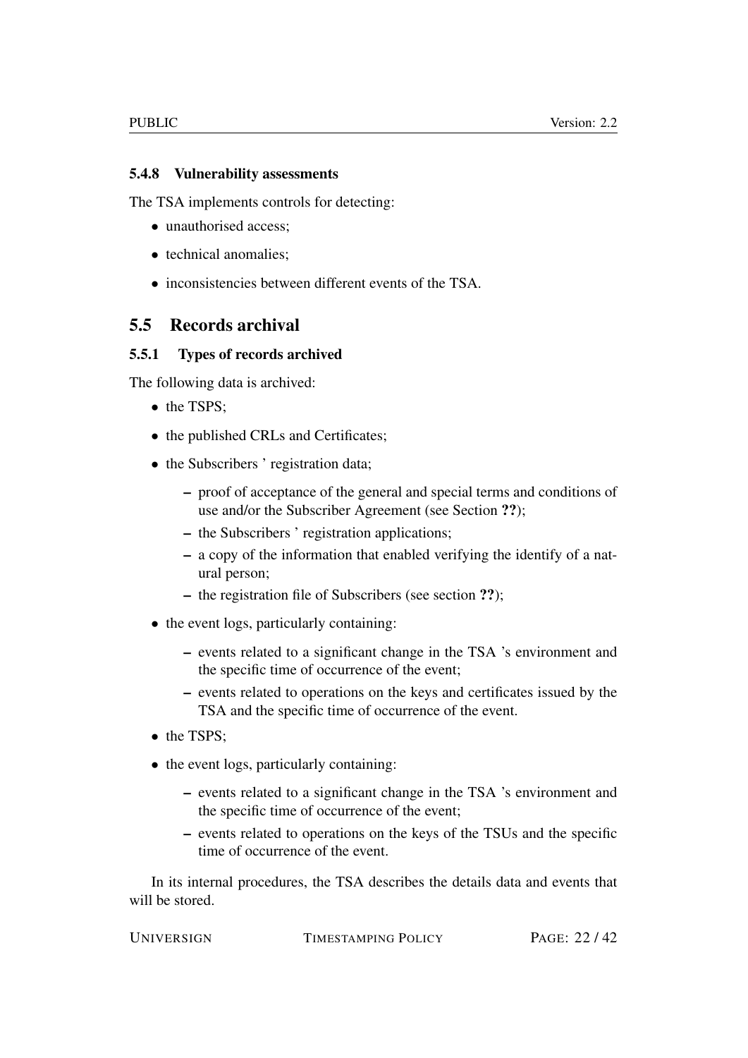#### 5.4.8 Vulnerability assessments

The TSA implements controls for detecting:

- unauthorised access;
- technical anomalies;
- inconsistencies between different events of the TSA.

## 5.5 Records archival

### 5.5.1 Types of records archived

The following data is archived:

- the TSPS;
- the published CRLs and Certificates;
- the Subscribers ' registration data;
  - proof of acceptance of the general and special terms and conditions of use and/or the Subscriber Agreement (see Section **??**);
  - the Subscribers ' registration applications;
  - a copy of the information that enabled verifying the identify of a natural person;
  - the registration file of Subscribers (see section **??**);
- the event logs, particularly containing:
  - events related to a significant change in the TSA 's environment and the specific time of occurrence of the event;
  - events related to operations on the keys and certificates issued by the TSA and the specific time of occurrence of the event.
- the TSPS;
- the event logs, particularly containing:
  - events related to a significant change in the TSA 's environment and the specific time of occurrence of the event;
  - events related to operations on the keys of the TSUs and the specific time of occurrence of the event.

In its internal procedures, the TSA describes the details data and events that will be stored.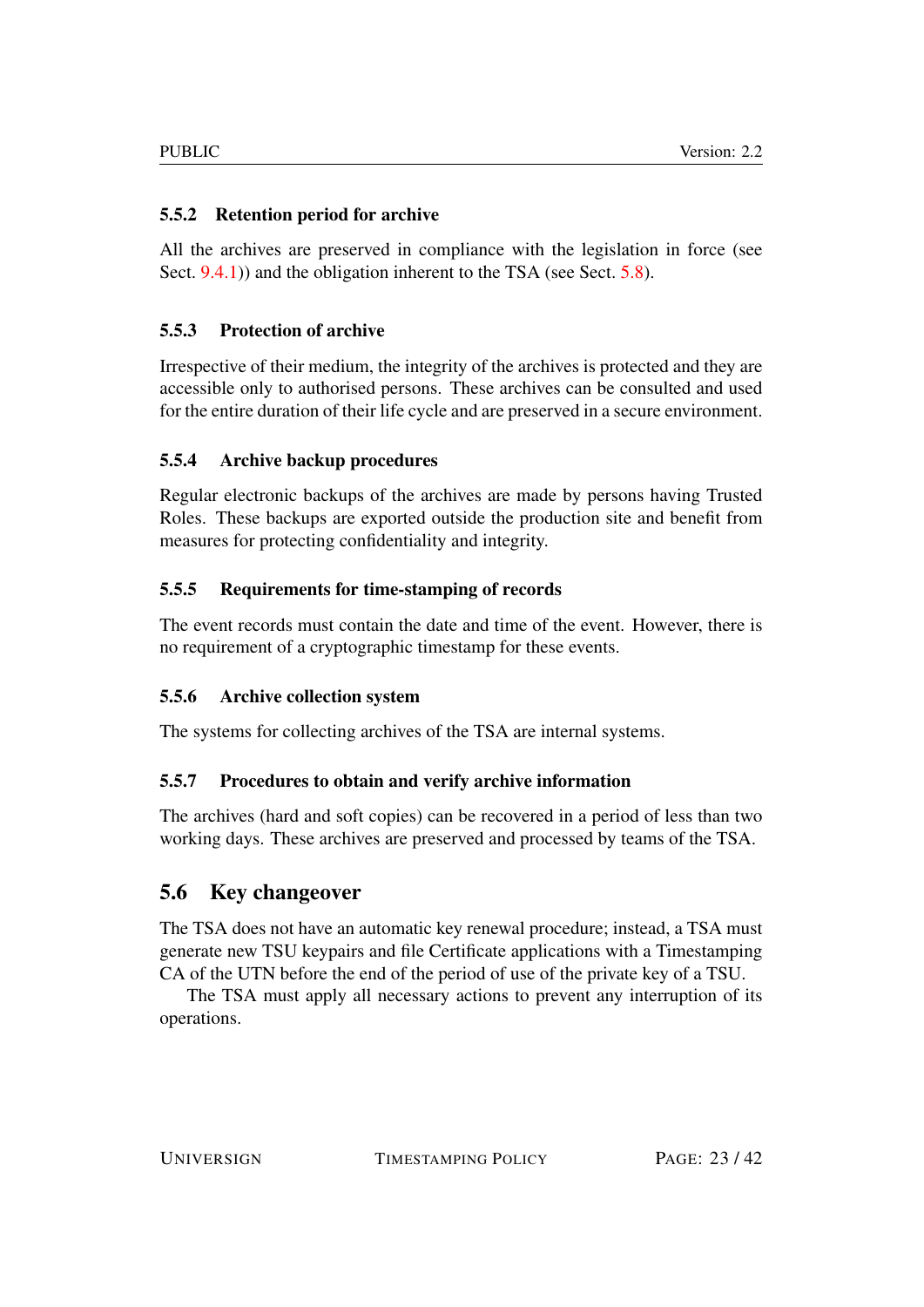### 5.5.2 Retention period for archive

All the archives are preserved in compliance with the legislation in force (see Sect. 9.4.1)) and the obligation inherent to the TSA (see Sect. 5.8).

### 5.5.3 Protection of archive

Irrespective of their medium, the integrity of the archives is protected and they are accessible only to authorised persons. These archives can be consulted and used for the entire duration of their life cycle and are preserved in a secure environment.

### 5.5.4 Archive backup procedures

Regular electronic backups of the archives are made by persons having Trusted Roles. These backups are exported outside the production site and benefit from measures for protecting confidentiality and integrity.

### 5.5.5 Requirements for time-stamping of records

The event records must contain the date and time of the event. However, there is no requirement of a cryptographic timestamp for these events.

### 5.5.6 Archive collection system

The systems for collecting archives of the TSA are internal systems.

### 5.5.7 Procedures to obtain and verify archive information

The archives (hard and soft copies) can be recovered in a period of less than two working days. These archives are preserved and processed by teams of the TSA.

## 5.6 Key changeover

The TSA does not have an automatic key renewal procedure; instead, a TSA must generate new TSU keypairs and file Certificate applications with a Timestamping CA of the UTN before the end of the period of use of the private key of a TSU.

The TSA must apply all necessary actions to prevent any interruption of its operations.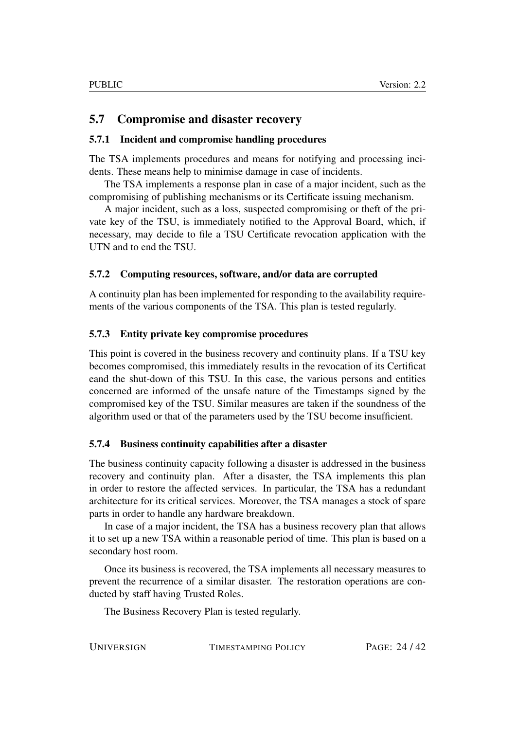## 5.7 Compromise and disaster recovery

### 5.7.1 Incident and compromise handling procedures

The TSA implements procedures and means for notifying and processing incidents. These means help to minimise damage in case of incidents.

The TSA implements a response plan in case of a major incident, such as the compromising of publishing mechanisms or its Certificate issuing mechanism.

A major incident, such as a loss, suspected compromising or theft of the private key of the TSU, is immediately notified to the Approval Board, which, if necessary, may decide to file a TSU Certificate revocation application with the UTN and to end the TSU.

### 5.7.2 Computing resources, software, and/or data are corrupted

A continuity plan has been implemented for responding to the availability requirements of the various components of the TSA. This plan is tested regularly.

### 5.7.3 Entity private key compromise procedures

This point is covered in the business recovery and continuity plans. If a TSU key becomes compromised, this immediately results in the revocation of its Certificat eand the shut-down of this TSU. In this case, the various persons and entities concerned are informed of the unsafe nature of the Timestamps signed by the compromised key of the TSU. Similar measures are taken if the soundness of the algorithm used or that of the parameters used by the TSU become insufficient.

### 5.7.4 Business continuity capabilities after a disaster

The business continuity capacity following a disaster is addressed in the business recovery and continuity plan. After a disaster, the TSA implements this plan in order to restore the affected services. In particular, the TSA has a redundant architecture for its critical services. Moreover, the TSA manages a stock of spare parts in order to handle any hardware breakdown.

In case of a major incident, the TSA has a business recovery plan that allows it to set up a new TSA within a reasonable period of time. This plan is based on a secondary host room.

Once its business is recovered, the TSA implements all necessary measures to prevent the recurrence of a similar disaster. The restoration operations are conducted by staff having Trusted Roles.

The Business Recovery Plan is tested regularly.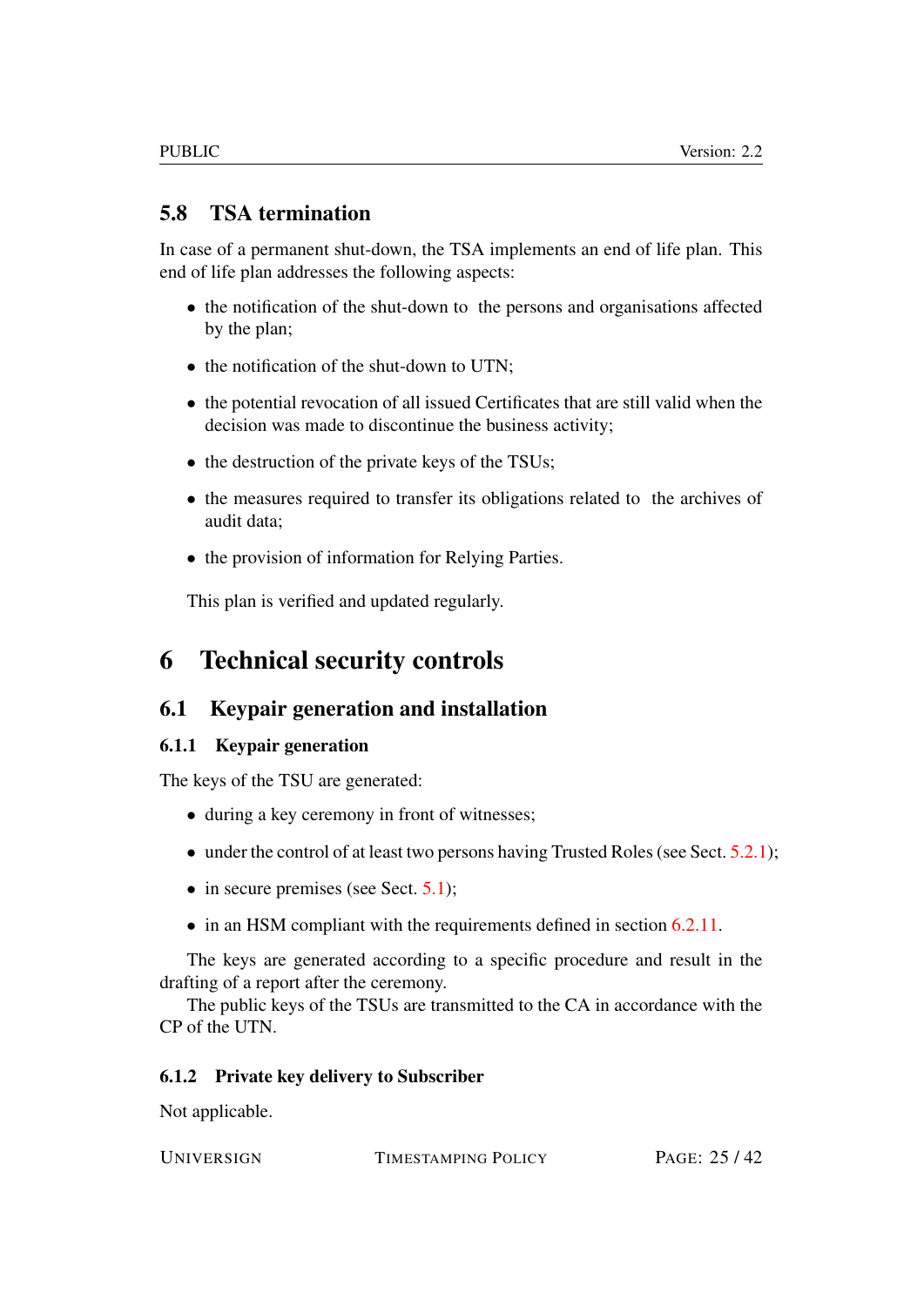## 5.8 TSA termination

In case of a permanent shut-down, the TSA implements an end of life plan. This end of life plan addresses the following aspects:

- the notification of the shut-down to the persons and organisations affected by the plan;
- the notification of the shut-down to UTN;
- the potential revocation of all issued Certificates that are still valid when the decision was made to discontinue the business activity;
- the destruction of the private keys of the TSUs;
- the measures required to transfer its obligations related to the archives of audit data;
- the provision of information for Relying Parties.

This plan is verified and updated regularly.

# 6 Technical security controls

## 6.1 Keypair generation and installation

### 6.1.1 Keypair generation

The keys of the TSU are generated:

- during a key ceremony in front of witnesses;
- under the control of at least two persons having Trusted Roles (see Sect. 5.2.1);
- in secure premises (see Sect. 5.1);
- in an HSM compliant with the requirements defined in section 6.2.11.

The keys are generated according to a specific procedure and result in the drafting of a report after the ceremony.

The public keys of the TSUs are transmitted to the CA in accordance with the CP of the UTN.

### 6.1.2 Private key delivery to Subscriber

Not applicable.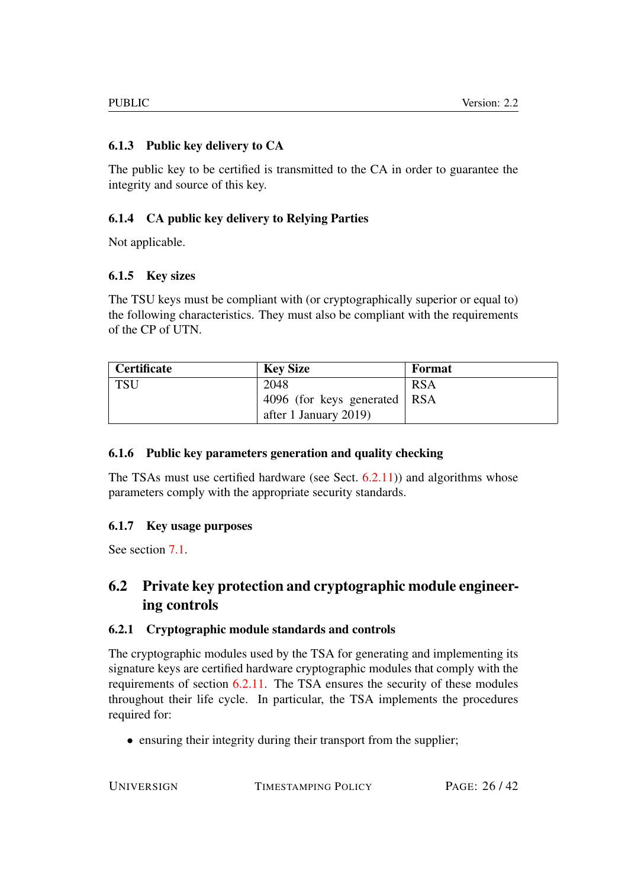### 6.1.3 Public key delivery to CA

The public key to be certified is transmitted to the CA in order to guarantee the integrity and source of this key.

### 6.1.4 CA public key delivery to Relying Parties

Not applicable.

### 6.1.5 Key sizes

The TSU keys must be compliant with (or cryptographically superior or equal to) the following characteristics. They must also be compliant with the requirements of the CP of UTN.

| Certificate | Key Size | Format |
|---|---|---|
| TSU | 2048 | RSA |
| | 4096 (for keys generated after 1 January 2019) | RSA |

### 6.1.6 Public key parameters generation and quality checking

The TSAs must use certified hardware (see Sect. 6.2.11)) and algorithms whose parameters comply with the appropriate security standards.

### 6.1.7 Key usage purposes

See section 7.1.

## 6.2 Private key protection and cryptographic module engineering controls

### 6.2.1 Cryptographic module standards and controls

The cryptographic modules used by the TSA for generating and implementing its signature keys are certified hardware cryptographic modules that comply with the requirements of section 6.2.11. The TSA ensures the security of these modules throughout their life cycle. In particular, the TSA implements the procedures required for:

- ensuring their integrity during their transport from the supplier;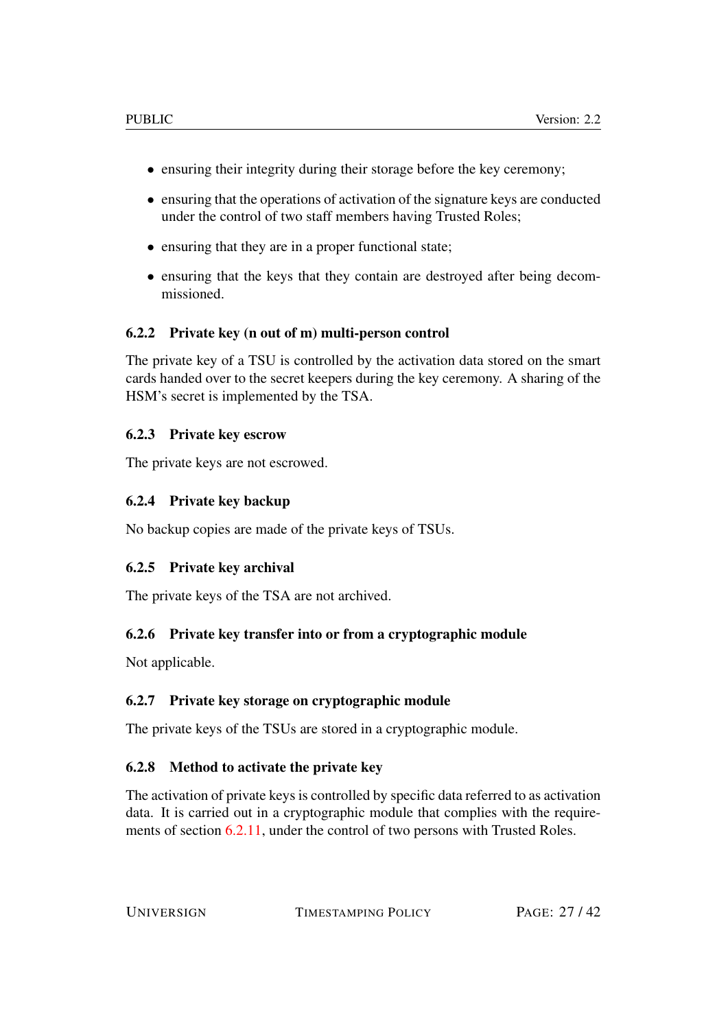- ensuring their integrity during their storage before the key ceremony;
- ensuring that the operations of activation of the signature keys are conducted under the control of two staff members having Trusted Roles;
- ensuring that they are in a proper functional state;
- ensuring that the keys that they contain are destroyed after being decommissioned.

### 6.2.2 Private key (n out of m) multi-person control

The private key of a TSU is controlled by the activation data stored on the smart cards handed over to the secret keepers during the key ceremony. A sharing of the HSM's secret is implemented by the TSA.

### 6.2.3 Private key escrow

The private keys are not escrowed.

### 6.2.4 Private key backup

No backup copies are made of the private keys of TSUs.

### 6.2.5 Private key archival

The private keys of the TSA are not archived.

### 6.2.6 Private key transfer into or from a cryptographic module

Not applicable.

### 6.2.7 Private key storage on cryptographic module

The private keys of the TSUs are stored in a cryptographic module.

### 6.2.8 Method to activate the private key

The activation of private keys is controlled by specific data referred to as activation data. It is carried out in a cryptographic module that complies with the requirements of section 6.2.11, under the control of two persons with Trusted Roles.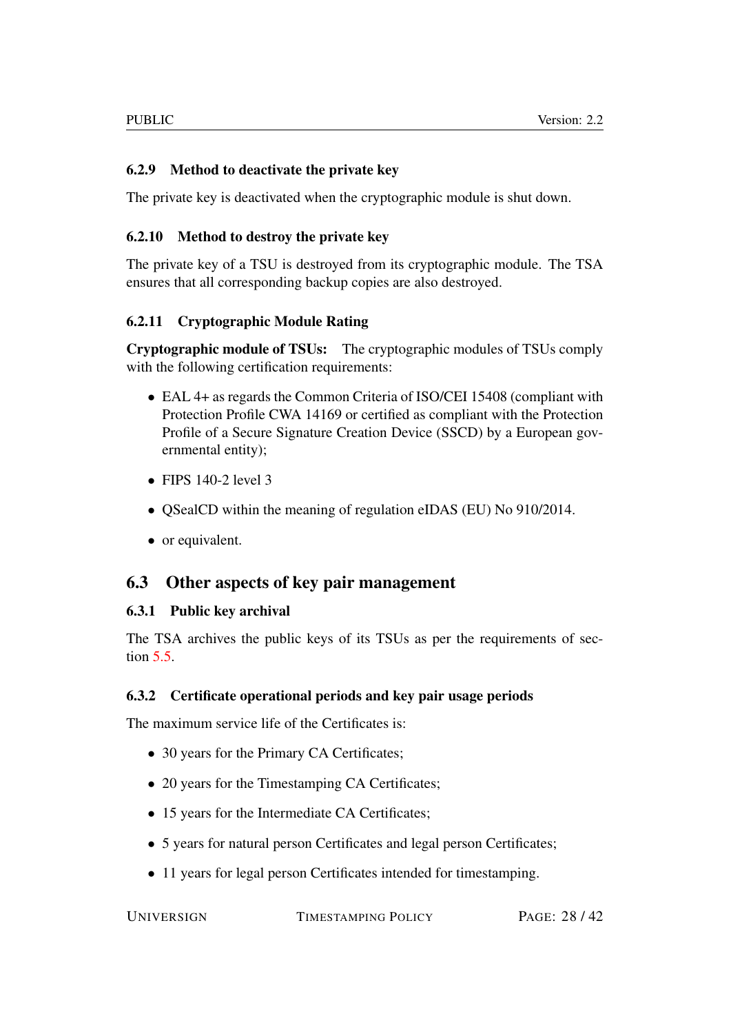### 6.2.9 Method to deactivate the private key

The private key is deactivated when the cryptographic module is shut down.

### 6.2.10 Method to destroy the private key

The private key of a TSU is destroyed from its cryptographic module. The TSA ensures that all corresponding backup copies are also destroyed.

### 6.2.11 Cryptographic Module Rating

**Cryptographic module of TSUs:** The cryptographic modules of TSUs comply with the following certification requirements:

- EAL 4+ as regards the Common Criteria of ISO/CEI 15408 (compliant with Protection Profile CWA 14169 or certified as compliant with the Protection Profile of a Secure Signature Creation Device (SSCD) by a European governmental entity);
- FIPS 140-2 level 3
- QSealCD within the meaning of regulation eIDAS (EU) No 910/2014.
- or equivalent.

## 6.3 Other aspects of key pair management

### 6.3.1 Public key archival

The TSA archives the public keys of its TSUs as per the requirements of section 5.5.

### 6.3.2 Certificate operational periods and key pair usage periods

The maximum service life of the Certificates is:

- 30 years for the Primary CA Certificates;
- 20 years for the Timestamping CA Certificates;
- 15 years for the Intermediate CA Certificates;
- 5 years for natural person Certificates and legal person Certificates;
- 11 years for legal person Certificates intended for timestamping.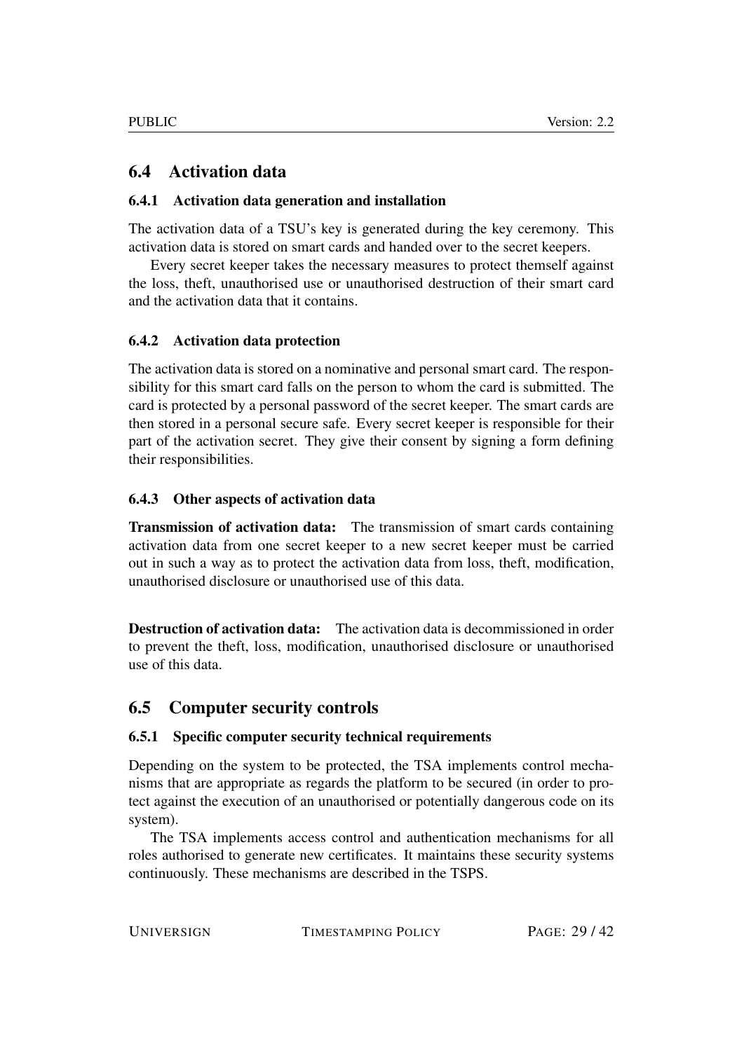## 6.4 Activation data

### 6.4.1 Activation data generation and installation

The activation data of a TSU's key is generated during the key ceremony. This activation data is stored on smart cards and handed over to the secret keepers.

Every secret keeper takes the necessary measures to protect themself against the loss, theft, unauthorised use or unauthorised destruction of their smart card and the activation data that it contains.

### 6.4.2 Activation data protection

The activation data is stored on a nominative and personal smart card. The responsibility for this smart card falls on the person to whom the card is submitted. The card is protected by a personal password of the secret keeper. The smart cards are then stored in a personal secure safe. Every secret keeper is responsible for their part of the activation secret. They give their consent by signing a form defining their responsibilities.

### 6.4.3 Other aspects of activation data

**Transmission of activation data:** The transmission of smart cards containing activation data from one secret keeper to a new secret keeper must be carried out in such a way as to protect the activation data from loss, theft, modification, unauthorised disclosure or unauthorised use of this data.

**Destruction of activation data:** The activation data is decommissioned in order to prevent the theft, loss, modification, unauthorised disclosure or unauthorised use of this data.

## 6.5 Computer security controls

### 6.5.1 Specific computer security technical requirements

Depending on the system to be protected, the TSA implements control mechanisms that are appropriate as regards the platform to be secured (in order to protect against the execution of an unauthorised or potentially dangerous code on its system).

The TSA implements access control and authentication mechanisms for all roles authorised to generate new certificates. It maintains these security systems continuously. These mechanisms are described in the TSPS.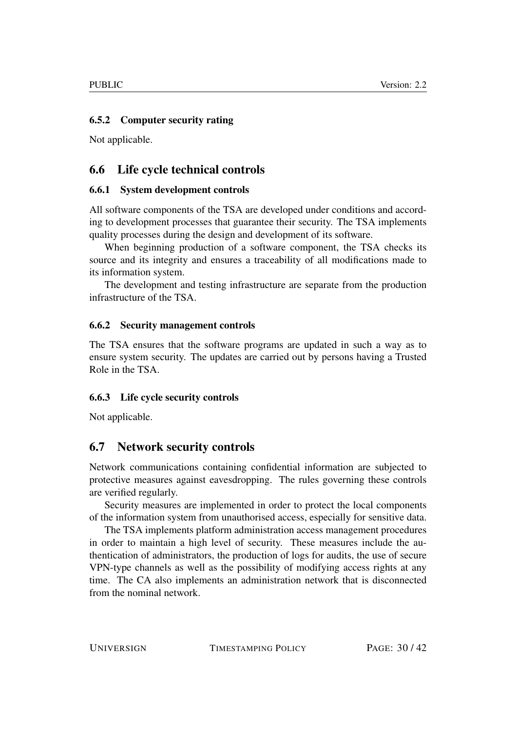#### 6.5.2 Computer security rating

Not applicable.

### 6.6 Life cycle technical controls

#### 6.6.1 System development controls

All software components of the TSA are developed under conditions and according to development processes that guarantee their security. The TSA implements quality processes during the design and development of its software.

When beginning production of a software component, the TSA checks its source and its integrity and ensures a traceability of all modifications made to its information system.

The development and testing infrastructure are separate from the production infrastructure of the TSA.

#### 6.6.2 Security management controls

The TSA ensures that the software programs are updated in such a way as to ensure system security. The updates are carried out by persons having a Trusted Role in the TSA.

#### 6.6.3 Life cycle security controls

Not applicable.

### 6.7 Network security controls

Network communications containing confidential information are subjected to protective measures against eavesdropping. The rules governing these controls are verified regularly.

Security measures are implemented in order to protect the local components of the information system from unauthorised access, especially for sensitive data.

The TSA implements platform administration access management procedures in order to maintain a high level of security. These measures include the authentication of administrators, the production of logs for audits, the use of secure VPN-type channels as well as the possibility of modifying access rights at any time. The CA also implements an administration network that is disconnected from the nominal network.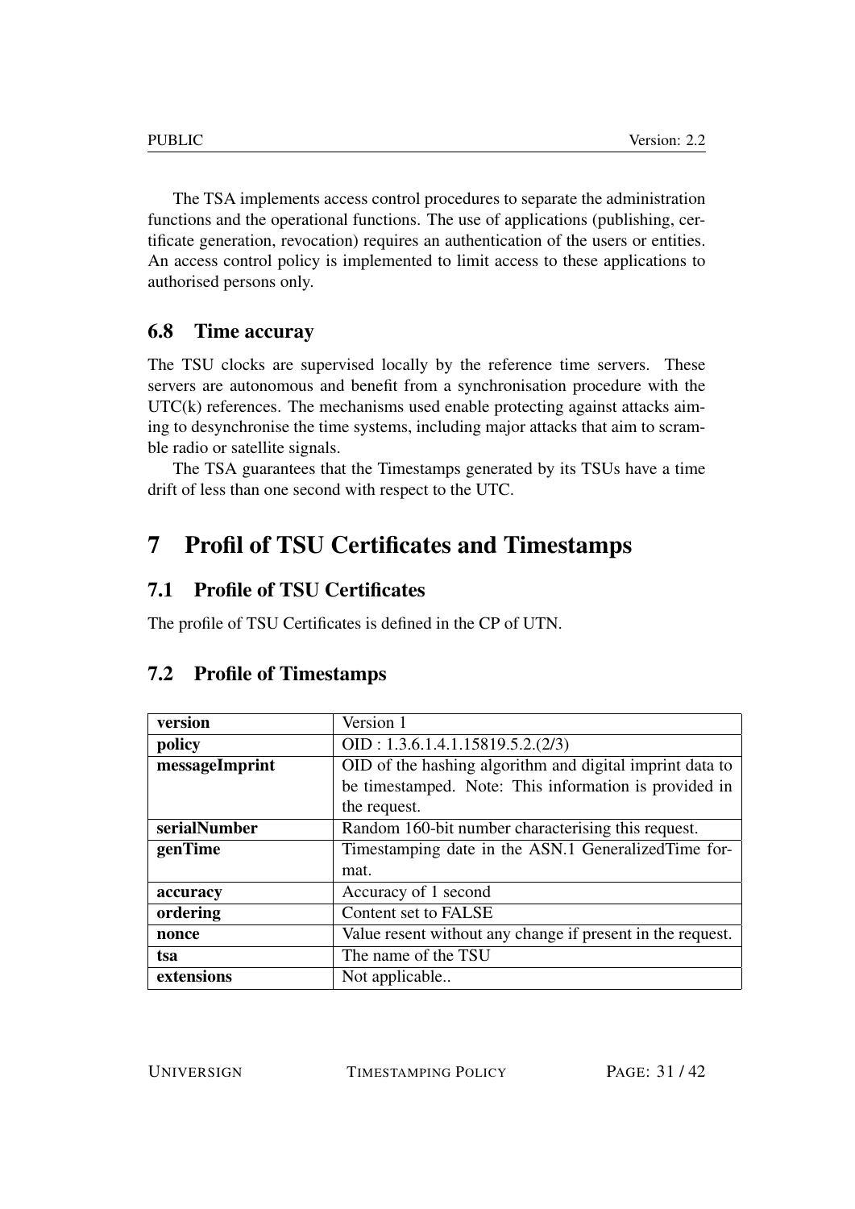The TSA implements access control procedures to separate the administration functions and the operational functions. The use of applications (publishing, certificate generation, revocation) requires an authentication of the users or entities. An access control policy is implemented to limit access to these applications to authorised persons only.

### 6.8 Time accuray

The TSU clocks are supervised locally by the reference time servers. These servers are autonomous and benefit from a synchronisation procedure with the UTC(k) references. The mechanisms used enable protecting against attacks aiming to desynchronise the time systems, including major attacks that aim to scramble radio or satellite signals.

The TSA guarantees that the Timestamps generated by its TSUs have a time drift of less than one second with respect to the UTC.

## 7 Profil of TSU Certificates and Timestamps

### 7.1 Profile of TSU Certificates

The profile of TSU Certificates is defined in the CP of UTN.

### 7.2 Profile of Timestamps

| | |
|---|---|
| **version** | Version 1 |
| **policy** | OID : 1.3.6.1.4.1.15819.5.2.(2/3) |
| **messageImprint** | OID of the hashing algorithm and digital imprint data to be timestamped. Note: This information is provided in the request. |
| **serialNumber** | Random 160-bit number characterising this request. |
| **genTime** | Timestamping date in the ASN.1 GeneralizedTime format. |
| **accuracy** | Accuracy of 1 second |
| **ordering** | Content set to FALSE |
| **nonce** | Value resent without any change if present in the request. |
| **tsa** | The name of the TSU |
| **extensions** | Not applicable.. |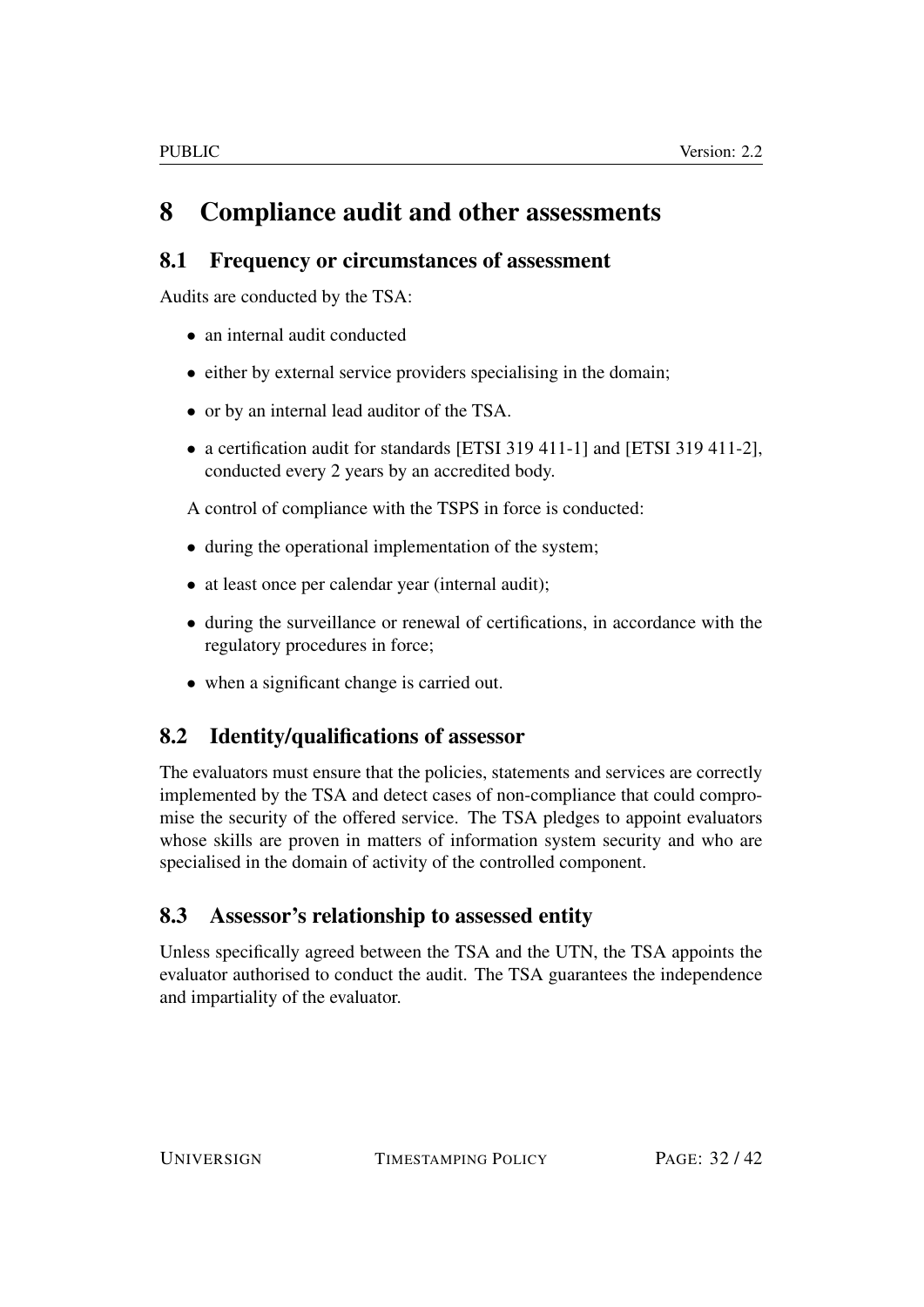# 8 Compliance audit and other assessments

## 8.1 Frequency or circumstances of assessment

Audits are conducted by the TSA:

- an internal audit conducted
- either by external service providers specialising in the domain;
- or by an internal lead auditor of the TSA.
- a certification audit for standards [ETSI 319 411-1] and [ETSI 319 411-2], conducted every 2 years by an accredited body.

A control of compliance with the TSPS in force is conducted:

- during the operational implementation of the system;
- at least once per calendar year (internal audit);
- during the surveillance or renewal of certifications, in accordance with the regulatory procedures in force;
- when a significant change is carried out.

## 8.2 Identity/qualifications of assessor

The evaluators must ensure that the policies, statements and services are correctly implemented by the TSA and detect cases of non-compliance that could compromise the security of the offered service. The TSA pledges to appoint evaluators whose skills are proven in matters of information system security and who are specialised in the domain of activity of the controlled component.

## 8.3 Assessor's relationship to assessed entity

Unless specifically agreed between the TSA and the UTN, the TSA appoints the evaluator authorised to conduct the audit. The TSA guarantees the independence and impartiality of the evaluator.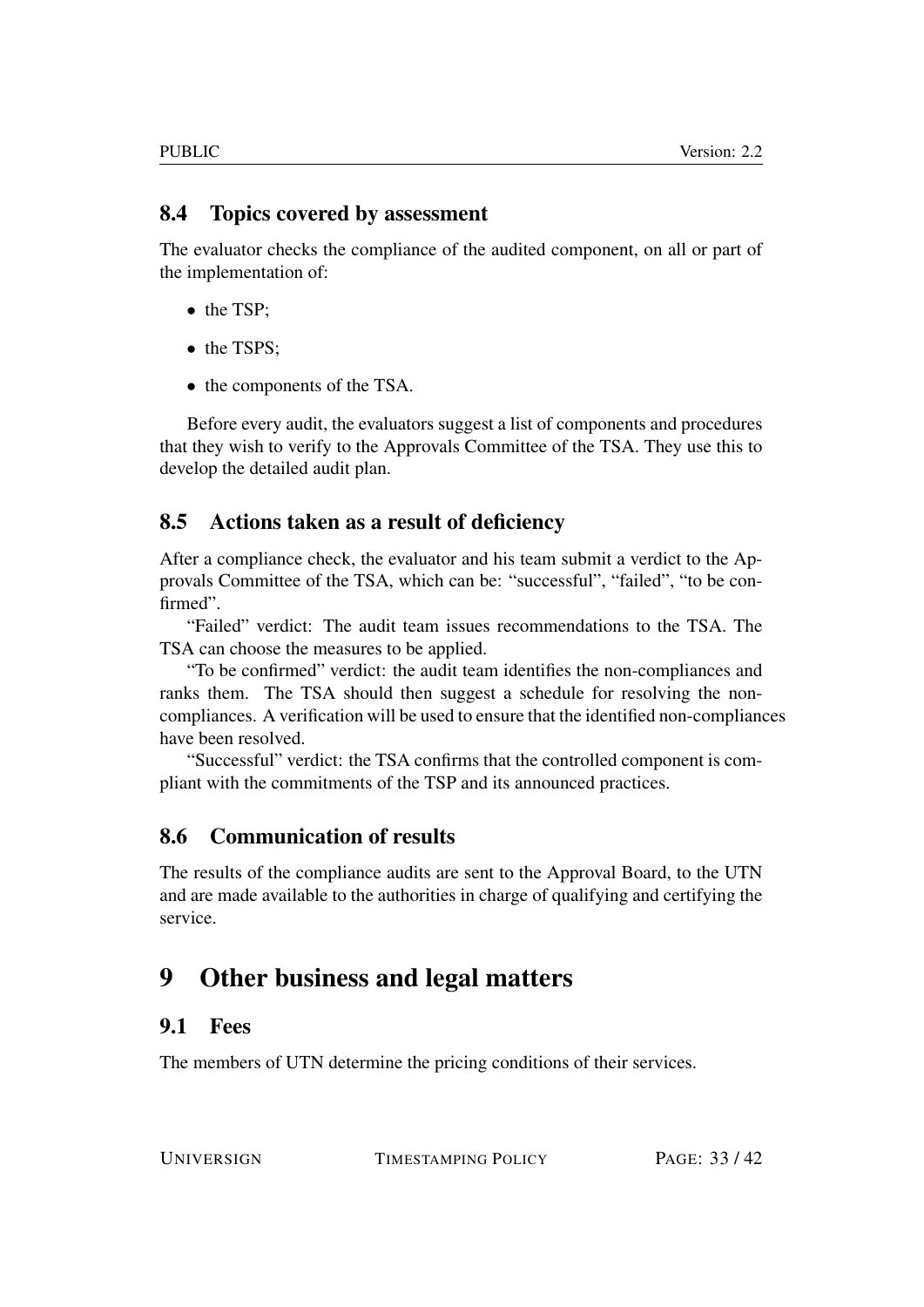## 8.4 Topics covered by assessment

The evaluator checks the compliance of the audited component, on all or part of the implementation of:

- the TSP;
- the TSPS;
- the components of the TSA.

Before every audit, the evaluators suggest a list of components and procedures that they wish to verify to the Approvals Committee of the TSA. They use this to develop the detailed audit plan.

## 8.5 Actions taken as a result of deficiency

After a compliance check, the evaluator and his team submit a verdict to the Approvals Committee of the TSA, which can be: "successful", "failed", "to be confirmed".

"Failed" verdict: The audit team issues recommendations to the TSA. The TSA can choose the measures to be applied.

"To be confirmed" verdict: the audit team identifies the non-compliances and ranks them. The TSA should then suggest a schedule for resolving the non-compliances. A verification will be used to ensure that the identified non-compliances have been resolved.

"Successful" verdict: the TSA confirms that the controlled component is compliant with the commitments of the TSP and its announced practices.

## 8.6 Communication of results

The results of the compliance audits are sent to the Approval Board, to the UTN and are made available to the authorities in charge of qualifying and certifying the service.

# 9 Other business and legal matters

## 9.1 Fees

The members of UTN determine the pricing conditions of their services.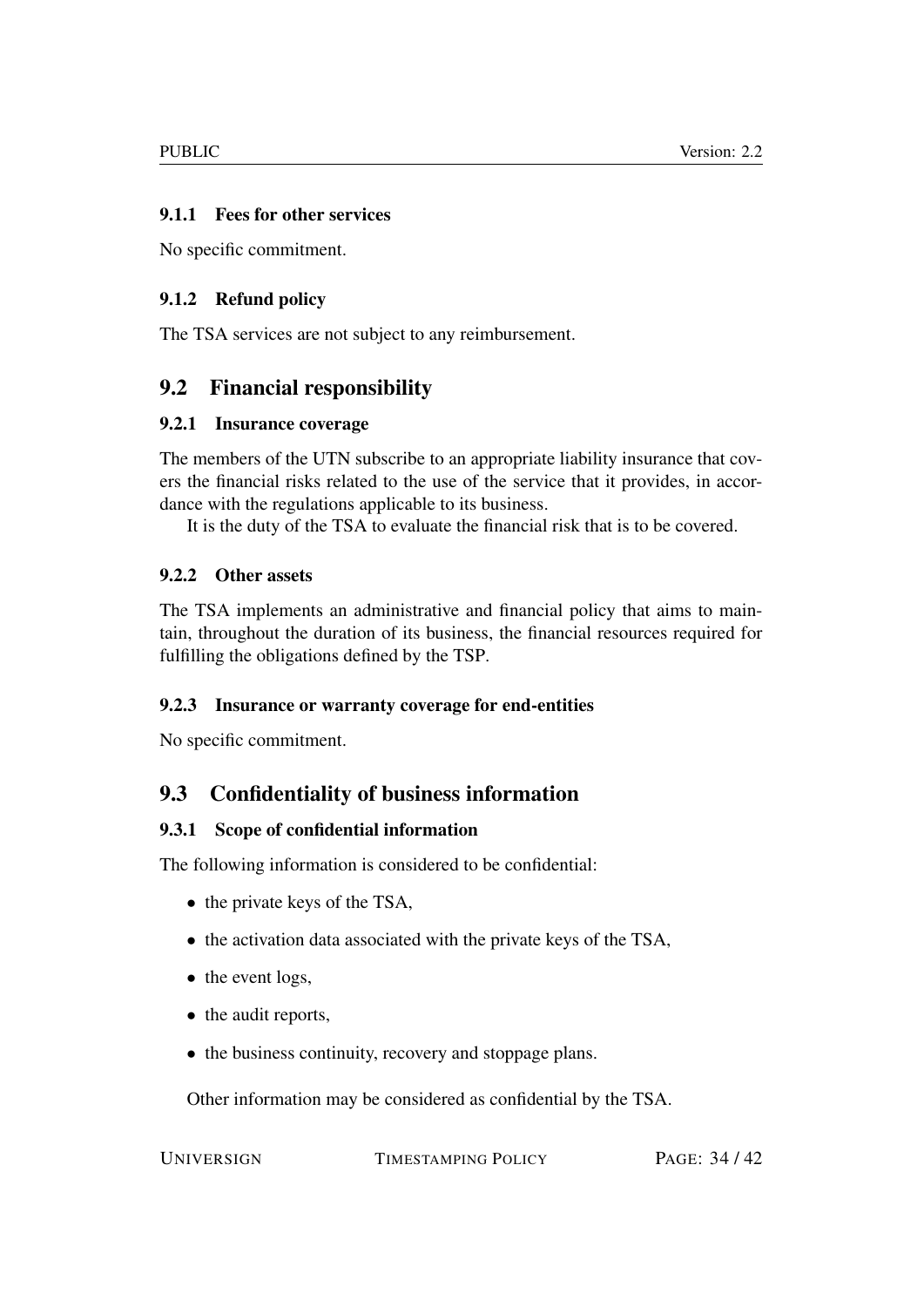### 9.1.1 Fees for other services

No specific commitment.

### 9.1.2 Refund policy

The TSA services are not subject to any reimbursement.

## 9.2 Financial responsibility

### 9.2.1 Insurance coverage

The members of the UTN subscribe to an appropriate liability insurance that covers the financial risks related to the use of the service that it provides, in accordance with the regulations applicable to its business.

It is the duty of the TSA to evaluate the financial risk that is to be covered.

### 9.2.2 Other assets

The TSA implements an administrative and financial policy that aims to maintain, throughout the duration of its business, the financial resources required for fulfilling the obligations defined by the TSP.

### 9.2.3 Insurance or warranty coverage for end-entities

No specific commitment.

## 9.3 Confidentiality of business information

### 9.3.1 Scope of confidential information

The following information is considered to be confidential:

- the private keys of the TSA,
- the activation data associated with the private keys of the TSA,
- the event logs,
- the audit reports,
- the business continuity, recovery and stoppage plans.

Other information may be considered as confidential by the TSA.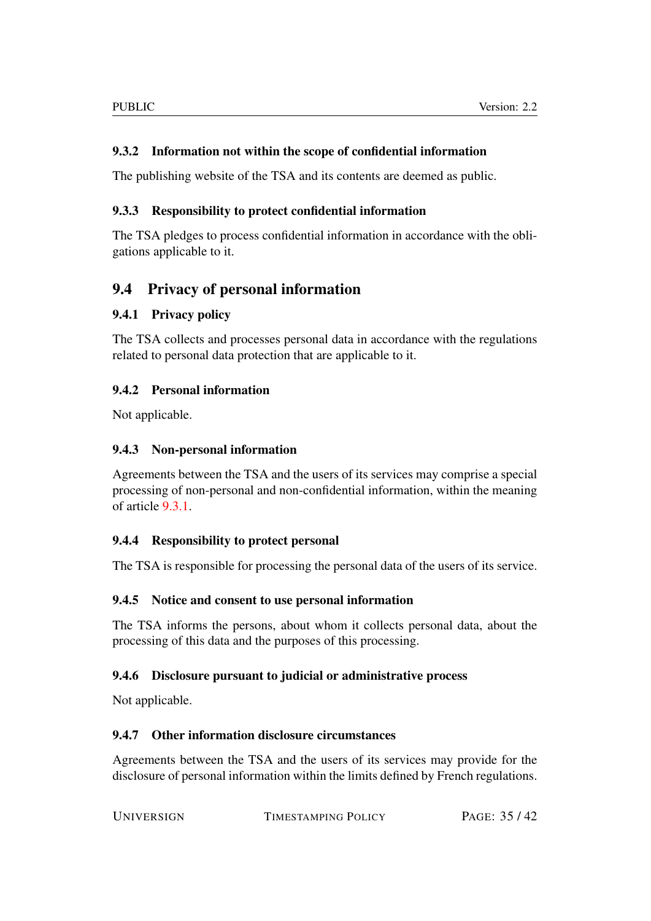### 9.3.2 Information not within the scope of confidential information

The publishing website of the TSA and its contents are deemed as public.

### 9.3.3 Responsibility to protect confidential information

The TSA pledges to process confidential information in accordance with the obligations applicable to it.

## 9.4 Privacy of personal information

### 9.4.1 Privacy policy

The TSA collects and processes personal data in accordance with the regulations related to personal data protection that are applicable to it.

### 9.4.2 Personal information

Not applicable.

### 9.4.3 Non-personal information

Agreements between the TSA and the users of its services may comprise a special processing of non-personal and non-confidential information, within the meaning of article 9.3.1.

### 9.4.4 Responsibility to protect personal

The TSA is responsible for processing the personal data of the users of its service.

### 9.4.5 Notice and consent to use personal information

The TSA informs the persons, about whom it collects personal data, about the processing of this data and the purposes of this processing.

### 9.4.6 Disclosure pursuant to judicial or administrative process

Not applicable.

### 9.4.7 Other information disclosure circumstances

Agreements between the TSA and the users of its services may provide for the disclosure of personal information within the limits defined by French regulations.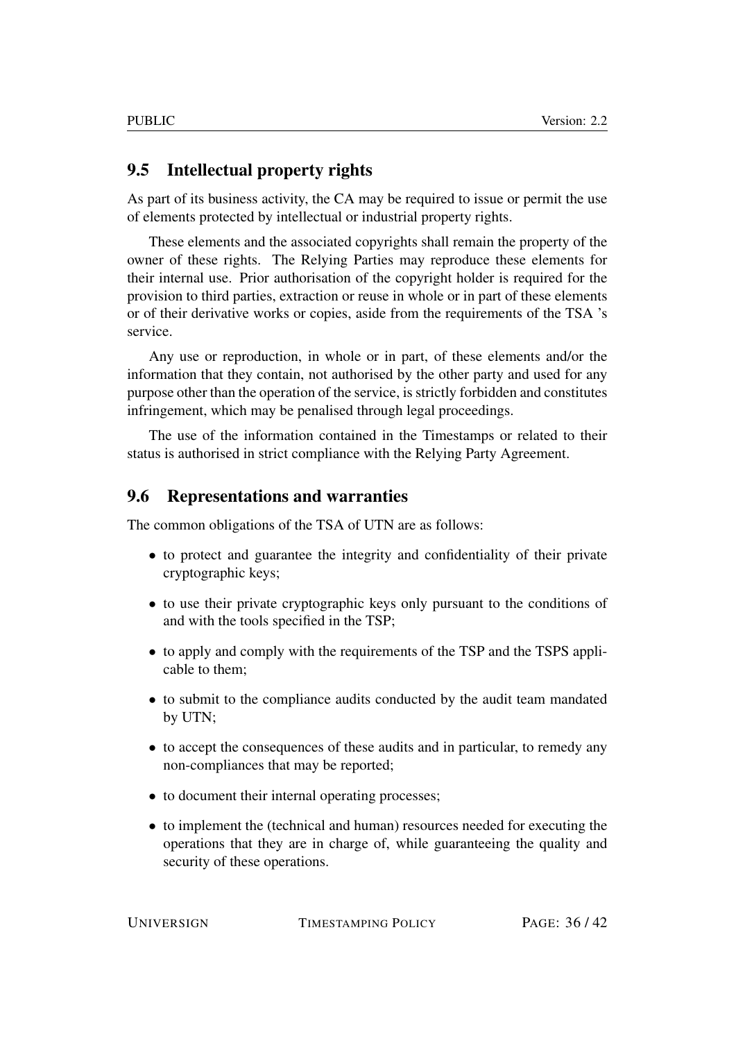## 9.5 Intellectual property rights

As part of its business activity, the CA may be required to issue or permit the use of elements protected by intellectual or industrial property rights.

These elements and the associated copyrights shall remain the property of the owner of these rights. The Relying Parties may reproduce these elements for their internal use. Prior authorisation of the copyright holder is required for the provision to third parties, extraction or reuse in whole or in part of these elements or of their derivative works or copies, aside from the requirements of the TSA 's service.

Any use or reproduction, in whole or in part, of these elements and/or the information that they contain, not authorised by the other party and used for any purpose other than the operation of the service, is strictly forbidden and constitutes infringement, which may be penalised through legal proceedings.

The use of the information contained in the Timestamps or related to their status is authorised in strict compliance with the Relying Party Agreement.

## 9.6 Representations and warranties

The common obligations of the TSA of UTN are as follows:

- to protect and guarantee the integrity and confidentiality of their private cryptographic keys;
- to use their private cryptographic keys only pursuant to the conditions of and with the tools specified in the TSP;
- to apply and comply with the requirements of the TSP and the TSPS applicable to them;
- to submit to the compliance audits conducted by the audit team mandated by UTN;
- to accept the consequences of these audits and in particular, to remedy any non-compliances that may be reported;
- to document their internal operating processes;
- to implement the (technical and human) resources needed for executing the operations that they are in charge of, while guaranteeing the quality and security of these operations.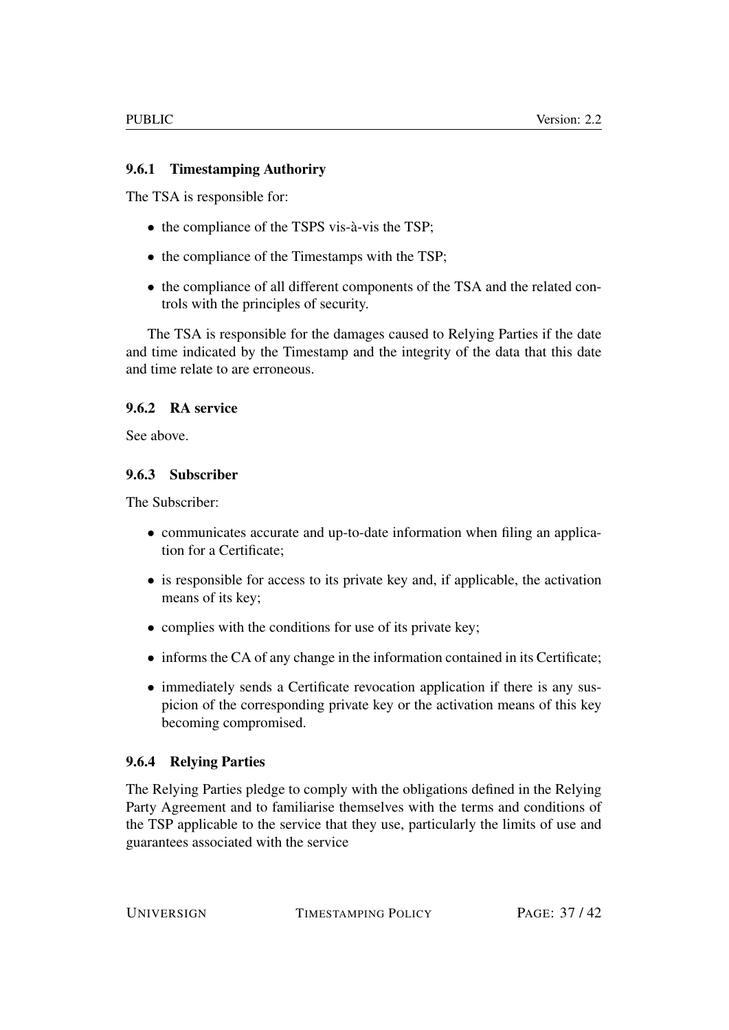### 9.6.1 Timestamping Authoriry

The TSA is responsible for:

- the compliance of the TSPS vis-à-vis the TSP;
- the compliance of the Timestamps with the TSP;
- the compliance of all different components of the TSA and the related controls with the principles of security.

The TSA is responsible for the damages caused to Relying Parties if the date and time indicated by the Timestamp and the integrity of the data that this date and time relate to are erroneous.

### 9.6.2 RA service

See above.

### 9.6.3 Subscriber

The Subscriber:

- communicates accurate and up-to-date information when filing an application for a Certificate;
- is responsible for access to its private key and, if applicable, the activation means of its key;
- complies with the conditions for use of its private key;
- informs the CA of any change in the information contained in its Certificate;
- immediately sends a Certificate revocation application if there is any suspicion of the corresponding private key or the activation means of this key becoming compromised.

### 9.6.4 Relying Parties

The Relying Parties pledge to comply with the obligations defined in the Relying Party Agreement and to familiarise themselves with the terms and conditions of the TSP applicable to the service that they use, particularly the limits of use and guarantees associated with the service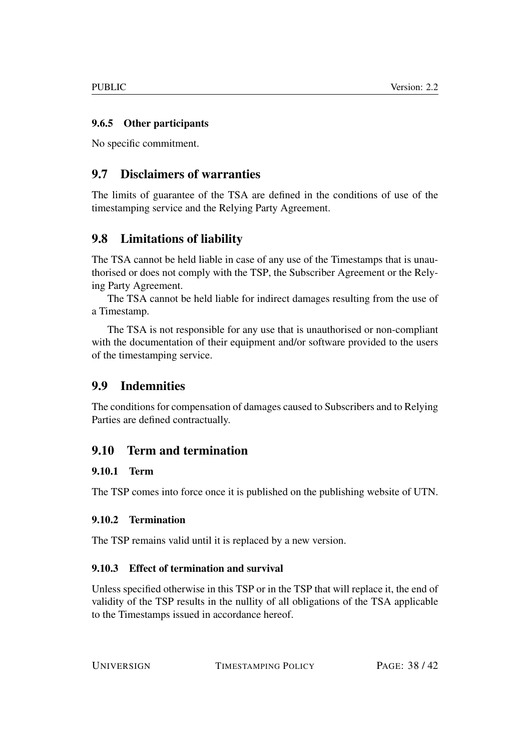### 9.6.5 Other participants

No specific commitment.

## 9.7 Disclaimers of warranties

The limits of guarantee of the TSA are defined in the conditions of use of the timestamping service and the Relying Party Agreement.

## 9.8 Limitations of liability

The TSA cannot be held liable in case of any use of the Timestamps that is unauthorised or does not comply with the TSP, the Subscriber Agreement or the Relying Party Agreement.

The TSA cannot be held liable for indirect damages resulting from the use of a Timestamp.

The TSA is not responsible for any use that is unauthorised or non-compliant with the documentation of their equipment and/or software provided to the users of the timestamping service.

## 9.9 Indemnities

The conditions for compensation of damages caused to Subscribers and to Relying Parties are defined contractually.

## 9.10 Term and termination

### 9.10.1 Term

The TSP comes into force once it is published on the publishing website of UTN.

### 9.10.2 Termination

The TSP remains valid until it is replaced by a new version.

### 9.10.3 Effect of termination and survival

Unless specified otherwise in this TSP or in the TSP that will replace it, the end of validity of the TSP results in the nullity of all obligations of the TSA applicable to the Timestamps issued in accordance hereof.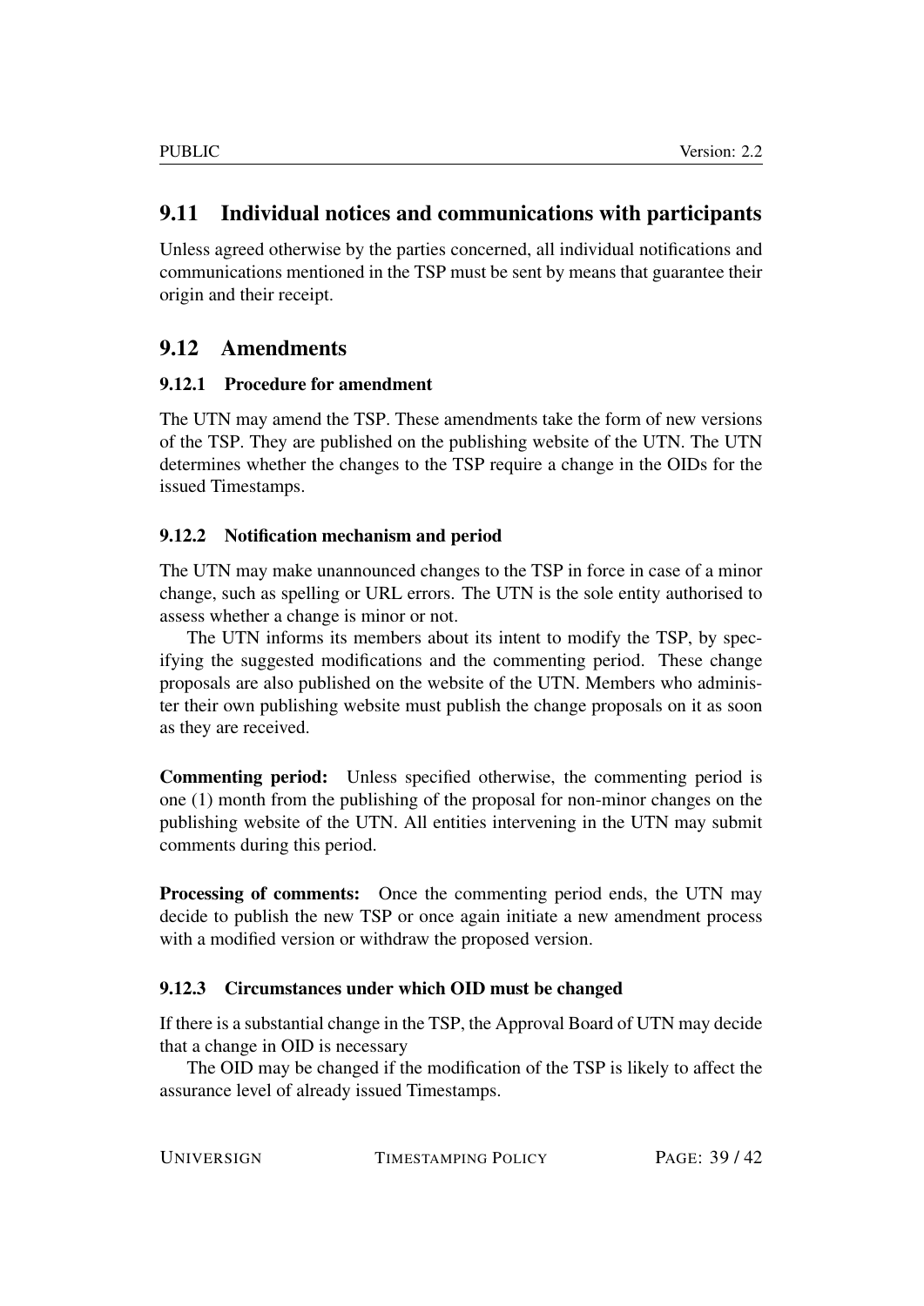## 9.11 Individual notices and communications with participants

Unless agreed otherwise by the parties concerned, all individual notifications and communications mentioned in the TSP must be sent by means that guarantee their origin and their receipt.

## 9.12 Amendments

### 9.12.1 Procedure for amendment

The UTN may amend the TSP. These amendments take the form of new versions of the TSP. They are published on the publishing website of the UTN. The UTN determines whether the changes to the TSP require a change in the OIDs for the issued Timestamps.

### 9.12.2 Notification mechanism and period

The UTN may make unannounced changes to the TSP in force in case of a minor change, such as spelling or URL errors. The UTN is the sole entity authorised to assess whether a change is minor or not.

The UTN informs its members about its intent to modify the TSP, by specifying the suggested modifications and the commenting period. These change proposals are also published on the website of the UTN. Members who administer their own publishing website must publish the change proposals on it as soon as they are received.

**Commenting period:** Unless specified otherwise, the commenting period is one (1) month from the publishing of the proposal for non-minor changes on the publishing website of the UTN. All entities intervening in the UTN may submit comments during this period.

**Processing of comments:** Once the commenting period ends, the UTN may decide to publish the new TSP or once again initiate a new amendment process with a modified version or withdraw the proposed version.

### 9.12.3 Circumstances under which OID must be changed

If there is a substantial change in the TSP, the Approval Board of UTN may decide that a change in OID is necessary

The OID may be changed if the modification of the TSP is likely to affect the assurance level of already issued Timestamps.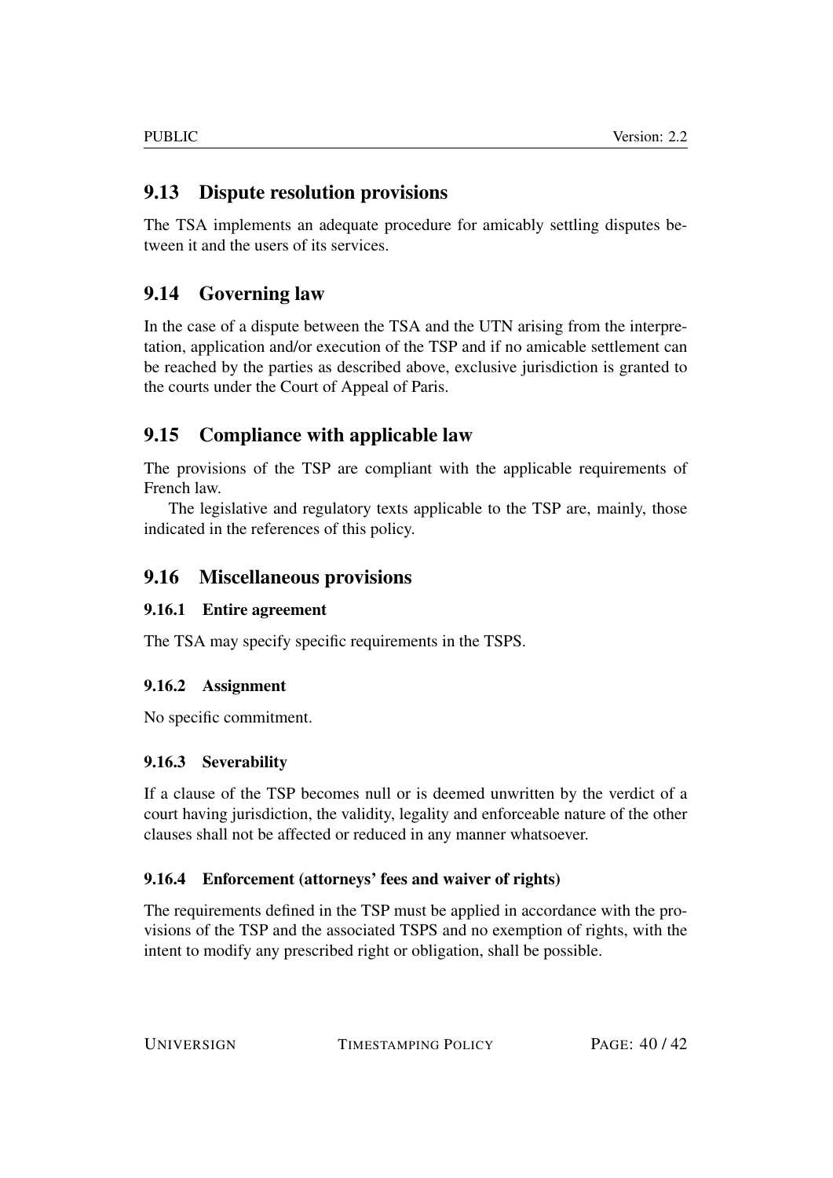## 9.13 Dispute resolution provisions

The TSA implements an adequate procedure for amicably settling disputes between it and the users of its services.

## 9.14 Governing law

In the case of a dispute between the TSA and the UTN arising from the interpretation, application and/or execution of the TSP and if no amicable settlement can be reached by the parties as described above, exclusive jurisdiction is granted to the courts under the Court of Appeal of Paris.

## 9.15 Compliance with applicable law

The provisions of the TSP are compliant with the applicable requirements of French law.

The legislative and regulatory texts applicable to the TSP are, mainly, those indicated in the references of this policy.

## 9.16 Miscellaneous provisions

### 9.16.1 Entire agreement

The TSA may specify specific requirements in the TSPS.

### 9.16.2 Assignment

No specific commitment.

### 9.16.3 Severability

If a clause of the TSP becomes null or is deemed unwritten by the verdict of a court having jurisdiction, the validity, legality and enforceable nature of the other clauses shall not be affected or reduced in any manner whatsoever.

### 9.16.4 Enforcement (attorneys' fees and waiver of rights)

The requirements defined in the TSP must be applied in accordance with the provisions of the TSP and the associated TSPS and no exemption of rights, with the intent to modify any prescribed right or obligation, shall be possible.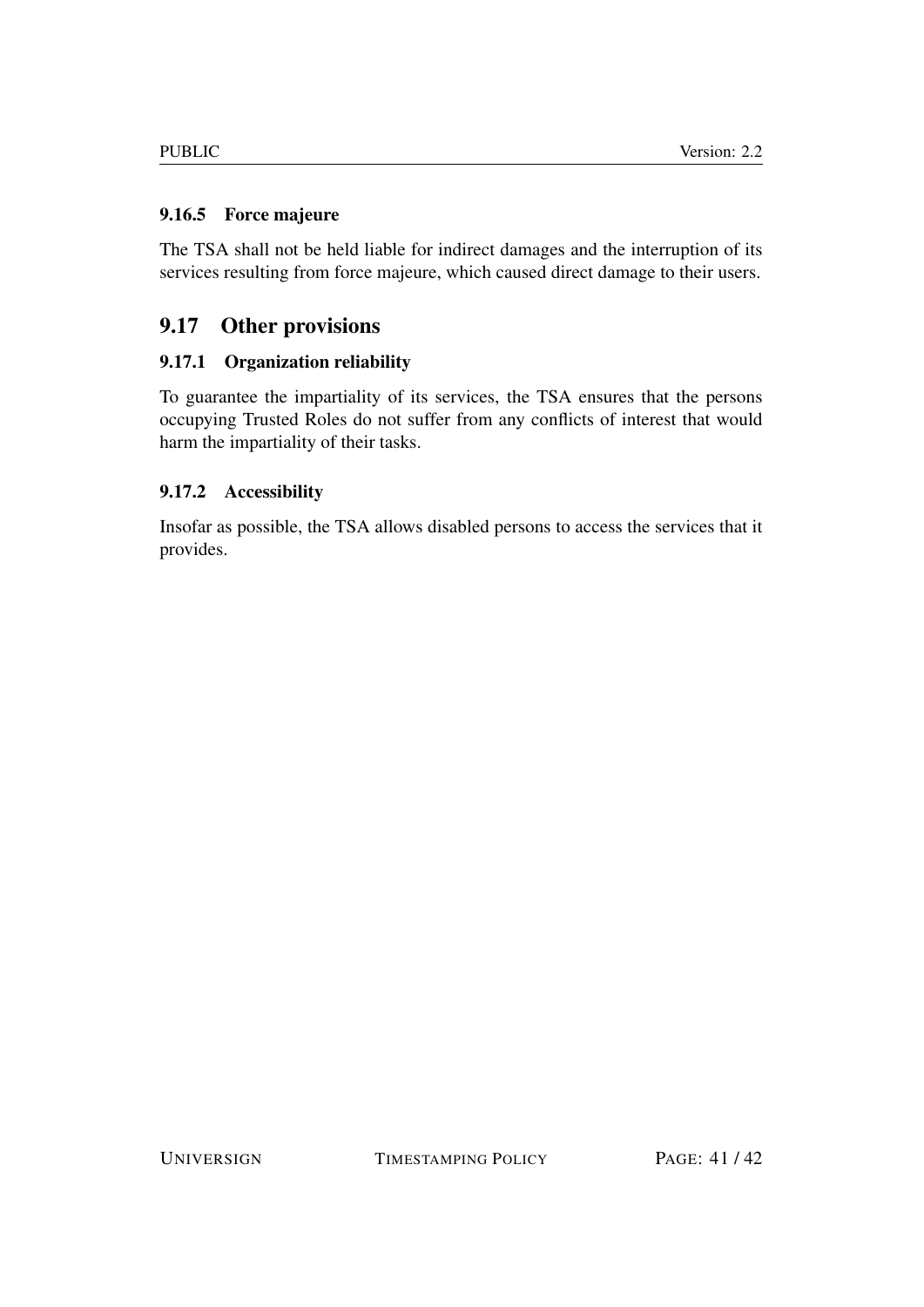#### 9.16.5 Force majeure

The TSA shall not be held liable for indirect damages and the interruption of its services resulting from force majeure, which caused direct damage to their users.

### 9.17 Other provisions

#### 9.17.1 Organization reliability

To guarantee the impartiality of its services, the TSA ensures that the persons occupying Trusted Roles do not suffer from any conflicts of interest that would harm the impartiality of their tasks.

#### 9.17.2 Accessibility

Insofar as possible, the TSA allows disabled persons to access the services that it provides.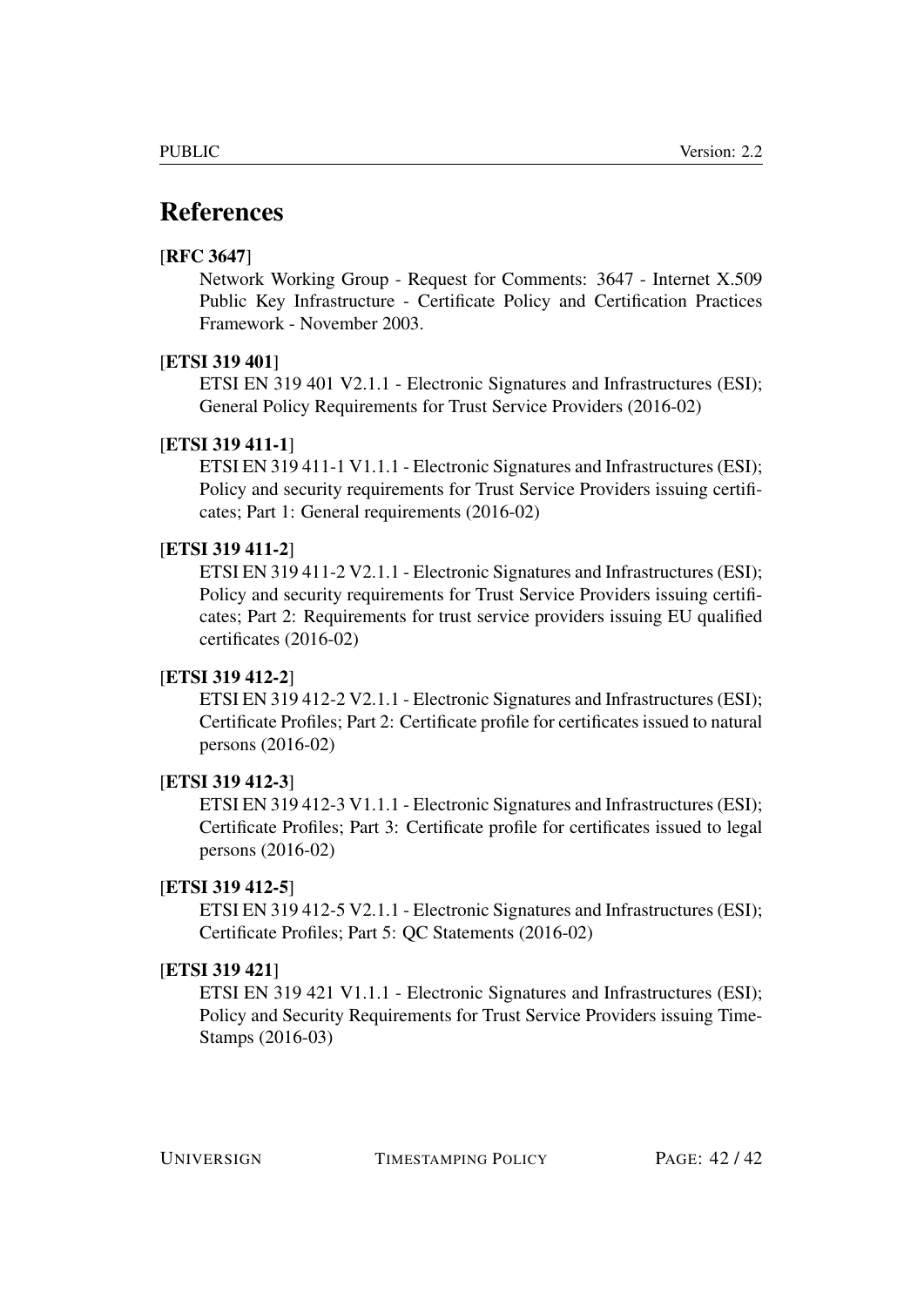# References

[**RFC 3647**]
Network Working Group - Request for Comments: 3647 - Internet X.509 Public Key Infrastructure - Certificate Policy and Certification Practices Framework - November 2003.

[**ETSI 319 401**]
ETSI EN 319 401 V2.1.1 - Electronic Signatures and Infrastructures (ESI); General Policy Requirements for Trust Service Providers (2016-02)

[**ETSI 319 411-1**]
ETSI EN 319 411-1 V1.1.1 - Electronic Signatures and Infrastructures (ESI); Policy and security requirements for Trust Service Providers issuing certificates; Part 1: General requirements (2016-02)

[**ETSI 319 411-2**]
ETSI EN 319 411-2 V2.1.1 - Electronic Signatures and Infrastructures (ESI); Policy and security requirements for Trust Service Providers issuing certificates; Part 2: Requirements for trust service providers issuing EU qualified certificates (2016-02)

[**ETSI 319 412-2**]
ETSI EN 319 412-2 V2.1.1 - Electronic Signatures and Infrastructures (ESI); Certificate Profiles; Part 2: Certificate profile for certificates issued to natural persons (2016-02)

[**ETSI 319 412-3**]
ETSI EN 319 412-3 V1.1.1 - Electronic Signatures and Infrastructures (ESI); Certificate Profiles; Part 3: Certificate profile for certificates issued to legal persons (2016-02)

[**ETSI 319 412-5**]
ETSI EN 319 412-5 V2.1.1 - Electronic Signatures and Infrastructures (ESI); Certificate Profiles; Part 5: QC Statements (2016-02)

[**ETSI 319 421**]
ETSI EN 319 421 V1.1.1 - Electronic Signatures and Infrastructures (ESI); Policy and Security Requirements for Trust Service Providers issuing Time-Stamps (2016-03)